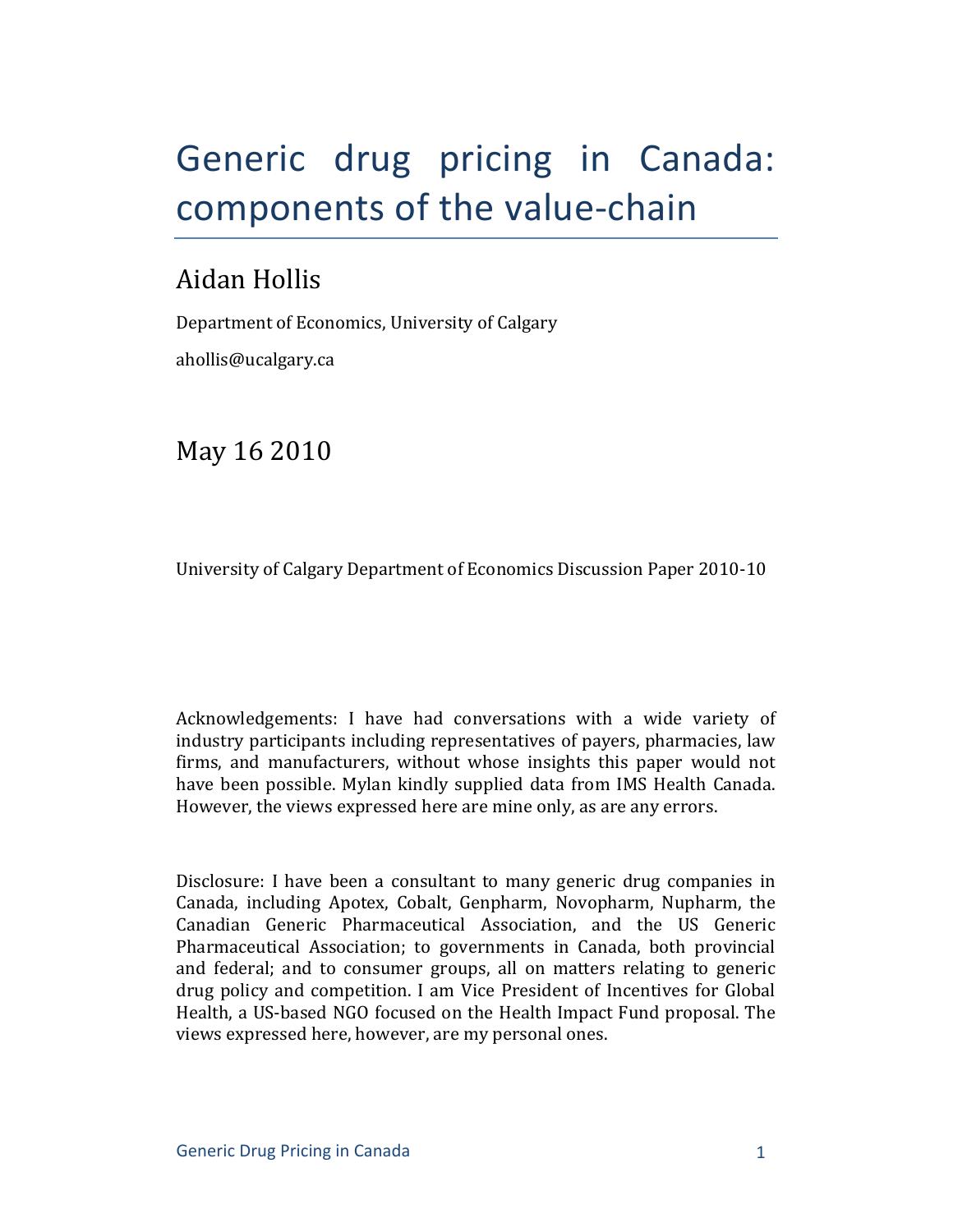# Generic drug pricing in Canada: components of the value-chain

## Aidan Hollis

Department of Economics, University of Calgary

ahollis@ucalgary.ca

## May 16 2010

University of Calgary Department of Economics Discussion Paper 2010-10

Acknowledgements: I have had conversations with a wide variety of industry participants including representatives of payers, pharmacies, law firms, and manufacturers, without whose insights this paper would not have been possible. Mylan kindly supplied data from IMS Health Canada. However, the views expressed here are mine only, as are any errors.

Disclosure: I have been a consultant to many generic drug companies in Canada, including Apotex, Cobalt, Genpharm, Novopharm, Nupharm, the Canadian Generic Pharmaceutical Association, and the US Generic Pharmaceutical Association; to governments in Canada, both provincial and federal; and to consumer groups, all on matters relating to generic drug policy and competition. I am Vice President of Incentives for Global Health, a US-based NGO focused on the Health Impact Fund proposal. The views expressed here, however, are my personal ones.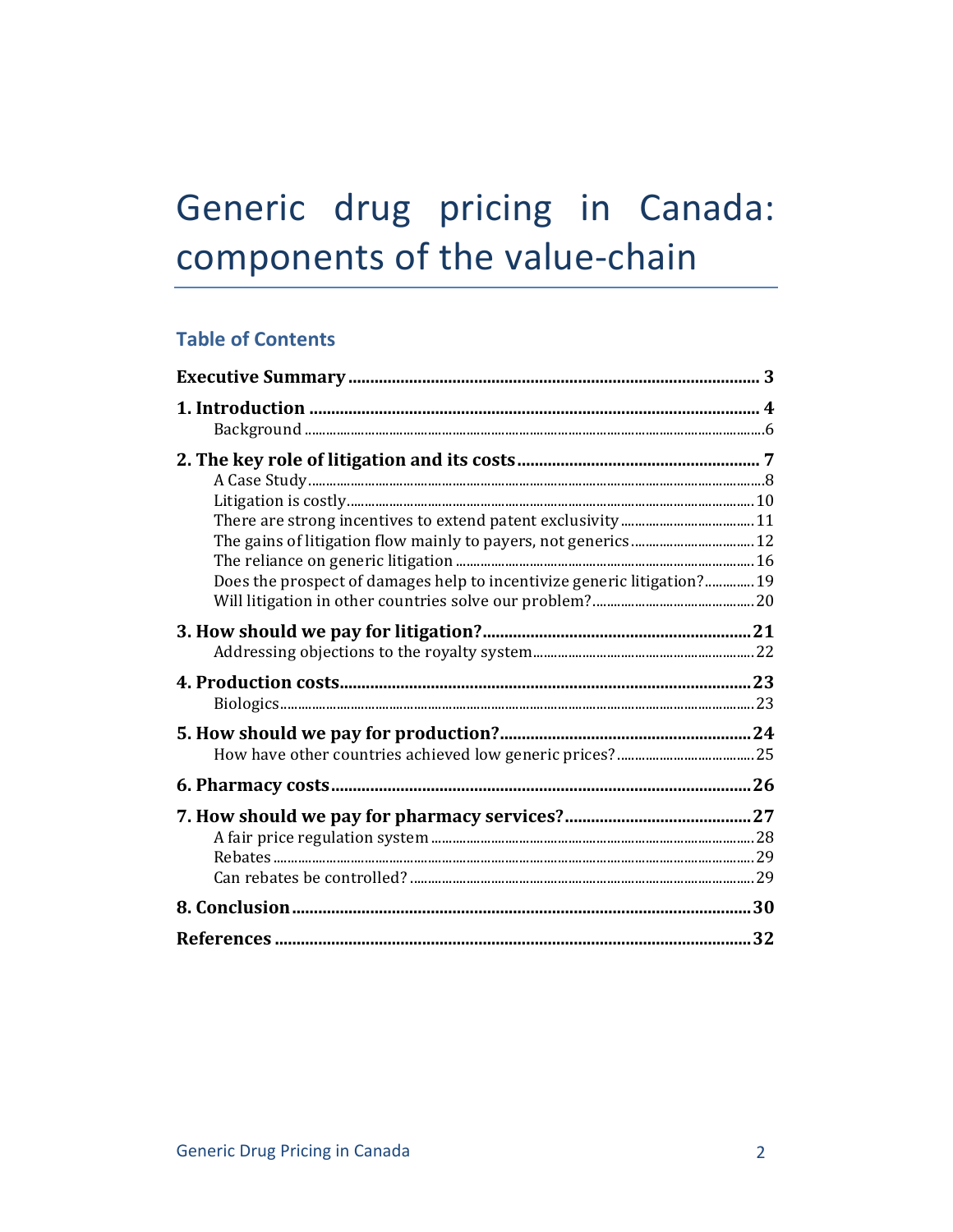# Generic drug pricing in Canada: components of the value-chain

## Table of Contents

**Executive Summary** ..... **3**

**1. Introduction** ..... **4**
- Background ..... 6

**2. The key role of litigation and its costs** ..... **7**
- A Case Study ..... 8
- Litigation is costly ..... 10
- There are strong incentives to extend patent exclusivity ..... 11
- The gains of litigation flow mainly to payers, not generics ..... 12
- The reliance on generic litigation ..... 16
- Does the prospect of damages help to incentivize generic litigation? ..... 19
- Will litigation in other countries solve our problem? ..... 20

**3. How should we pay for litigation?** ..... **21**
- Addressing objections to the royalty system ..... 22

**4. Production costs** ..... **23**
- Biologics ..... 23

**5. How should we pay for production?** ..... **24**
- How have other countries achieved low generic prices? ..... 25

**6. Pharmacy costs** ..... **26**

**7. How should we pay for pharmacy services?** ..... **27**
- A fair price regulation system ..... 28
- Rebates ..... 29
- Can rebates be controlled? ..... 29

**8. Conclusion** ..... **30**

**References** ..... **32**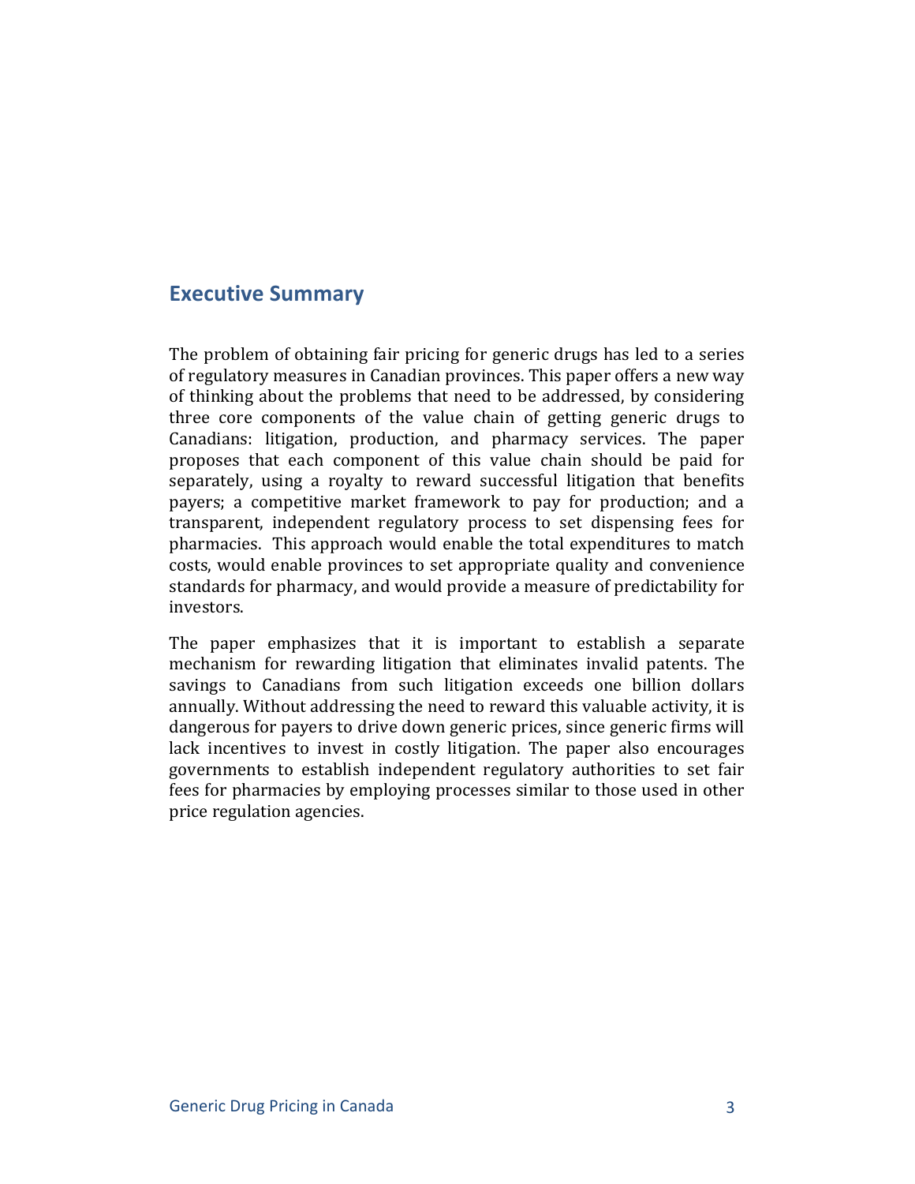## Executive Summary

The problem of obtaining fair pricing for generic drugs has led to a series of regulatory measures in Canadian provinces. This paper offers a new way of thinking about the problems that need to be addressed, by considering three core components of the value chain of getting generic drugs to Canadians: litigation, production, and pharmacy services. The paper proposes that each component of this value chain should be paid for separately, using a royalty to reward successful litigation that benefits payers; a competitive market framework to pay for production; and a transparent, independent regulatory process to set dispensing fees for pharmacies. This approach would enable the total expenditures to match costs, would enable provinces to set appropriate quality and convenience standards for pharmacy, and would provide a measure of predictability for investors.

The paper emphasizes that it is important to establish a separate mechanism for rewarding litigation that eliminates invalid patents. The savings to Canadians from such litigation exceeds one billion dollars annually. Without addressing the need to reward this valuable activity, it is dangerous for payers to drive down generic prices, since generic firms will lack incentives to invest in costly litigation. The paper also encourages governments to establish independent regulatory authorities to set fair fees for pharmacies by employing processes similar to those used in other price regulation agencies.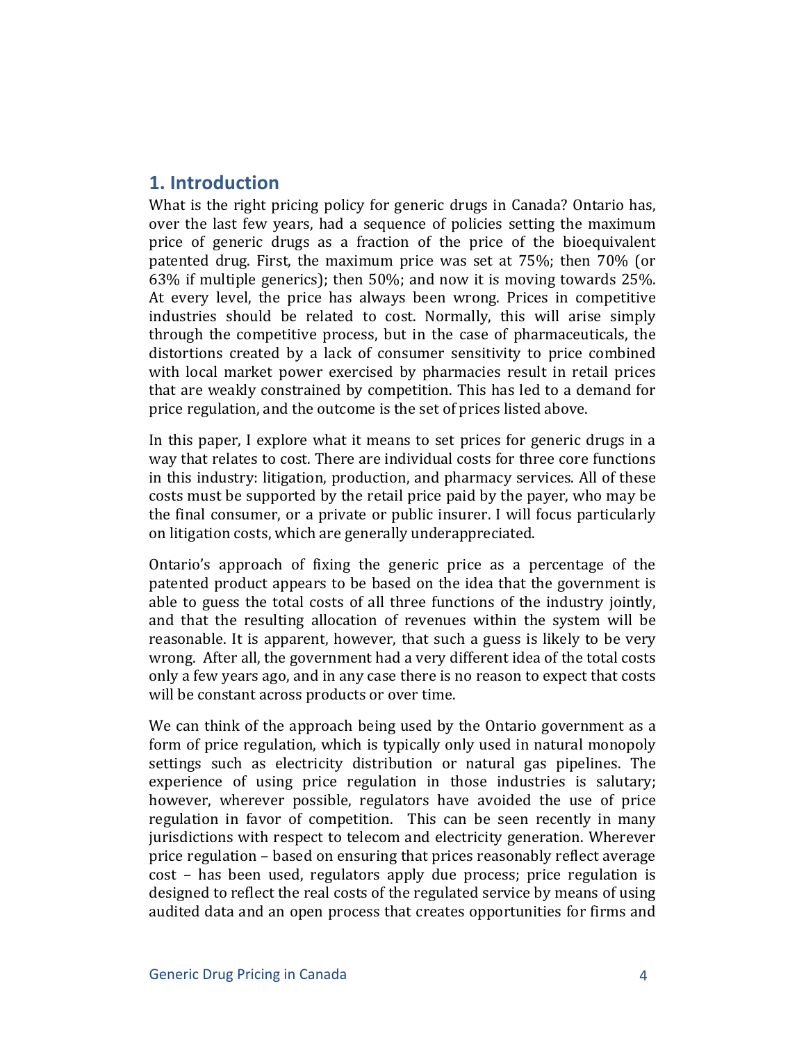## 1. Introduction

What is the right pricing policy for generic drugs in Canada? Ontario has, over the last few years, had a sequence of policies setting the maximum price of generic drugs as a fraction of the price of the bioequivalent patented drug. First, the maximum price was set at 75%; then 70% (or 63% if multiple generics); then 50%; and now it is moving towards 25%. At every level, the price has always been wrong. Prices in competitive industries should be related to cost. Normally, this will arise simply through the competitive process, but in the case of pharmaceuticals, the distortions created by a lack of consumer sensitivity to price combined with local market power exercised by pharmacies result in retail prices that are weakly constrained by competition. This has led to a demand for price regulation, and the outcome is the set of prices listed above.

In this paper, I explore what it means to set prices for generic drugs in a way that relates to cost. There are individual costs for three core functions in this industry: litigation, production, and pharmacy services. All of these costs must be supported by the retail price paid by the payer, who may be the final consumer, or a private or public insurer. I will focus particularly on litigation costs, which are generally underappreciated.

Ontario's approach of fixing the generic price as a percentage of the patented product appears to be based on the idea that the government is able to guess the total costs of all three functions of the industry jointly, and that the resulting allocation of revenues within the system will be reasonable. It is apparent, however, that such a guess is likely to be very wrong. After all, the government had a very different idea of the total costs only a few years ago, and in any case there is no reason to expect that costs will be constant across products or over time.

We can think of the approach being used by the Ontario government as a form of price regulation, which is typically only used in natural monopoly settings such as electricity distribution or natural gas pipelines. The experience of using price regulation in those industries is salutary; however, wherever possible, regulators have avoided the use of price regulation in favor of competition. This can be seen recently in many jurisdictions with respect to telecom and electricity generation. Wherever price regulation – based on ensuring that prices reasonably reflect average cost – has been used, regulators apply due process; price regulation is designed to reflect the real costs of the regulated service by means of using audited data and an open process that creates opportunities for firms and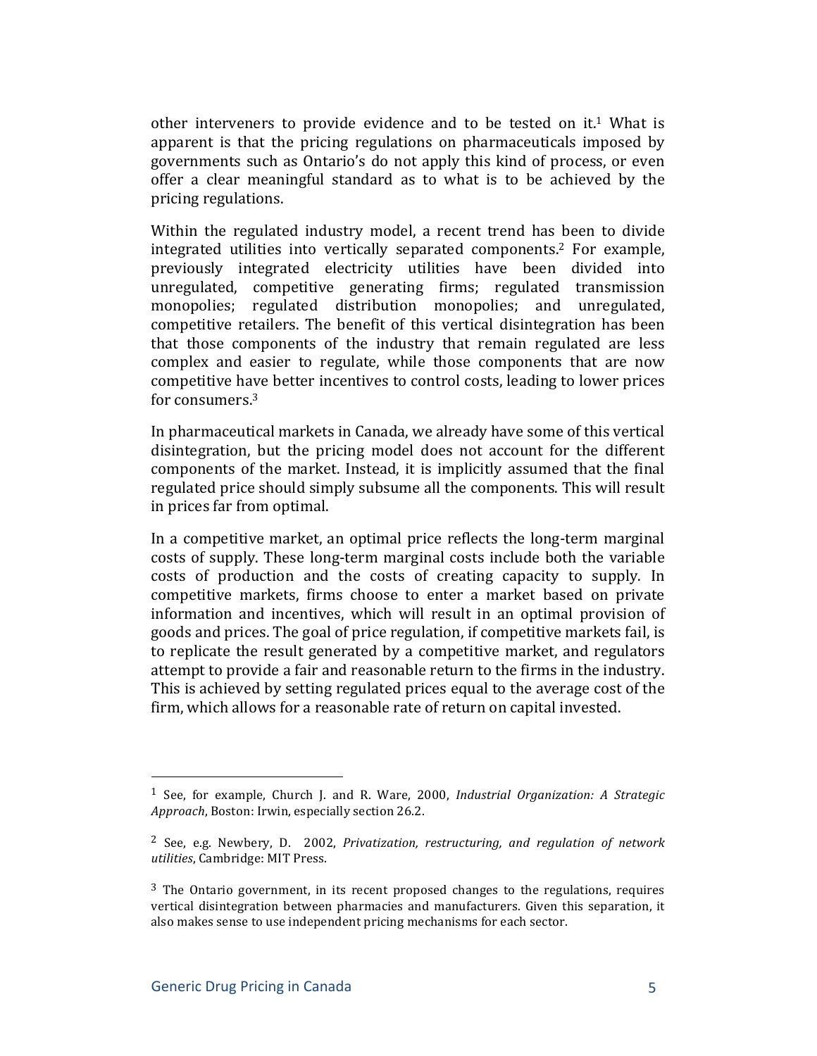other interveners to provide evidence and to be tested on it.[1] What is apparent is that the pricing regulations on pharmaceuticals imposed by governments such as Ontario's do not apply this kind of process, or even offer a clear meaningful standard as to what is to be achieved by the pricing regulations.

Within the regulated industry model, a recent trend has been to divide integrated utilities into vertically separated components.[2] For example, previously integrated electricity utilities have been divided into unregulated, competitive generating firms; regulated transmission monopolies; regulated distribution monopolies; and unregulated, competitive retailers. The benefit of this vertical disintegration has been that those components of the industry that remain regulated are less complex and easier to regulate, while those components that are now competitive have better incentives to control costs, leading to lower prices for consumers.[3]

In pharmaceutical markets in Canada, we already have some of this vertical disintegration, but the pricing model does not account for the different components of the market. Instead, it is implicitly assumed that the final regulated price should simply subsume all the components. This will result in prices far from optimal.

In a competitive market, an optimal price reflects the long-term marginal costs of supply. These long-term marginal costs include both the variable costs of production and the costs of creating capacity to supply. In competitive markets, firms choose to enter a market based on private information and incentives, which will result in an optimal provision of goods and prices. The goal of price regulation, if competitive markets fail, is to replicate the result generated by a competitive market, and regulators attempt to provide a fair and reasonable return to the firms in the industry. This is achieved by setting regulated prices equal to the average cost of the firm, which allows for a reasonable rate of return on capital invested.

---

[1] See, for example, Church J. and R. Ware, 2000, *Industrial Organization: A Strategic Approach*, Boston: Irwin, especially section 26.2.

[2] See, e.g. Newbery, D. 2002, *Privatization, restructuring, and regulation of network utilities*, Cambridge: MIT Press.

[3] The Ontario government, in its recent proposed changes to the regulations, requires vertical disintegration between pharmacies and manufacturers. Given this separation, it also makes sense to use independent pricing mechanisms for each sector.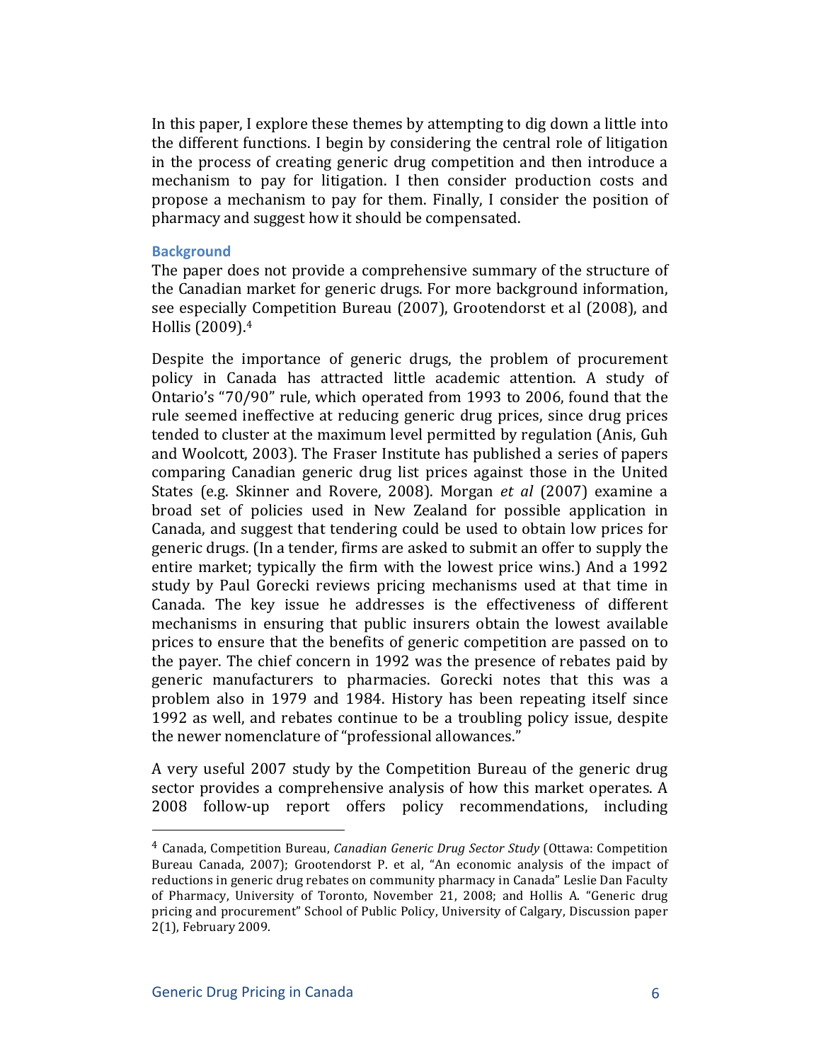In this paper, I explore these themes by attempting to dig down a little into the different functions. I begin by considering the central role of litigation in the process of creating generic drug competition and then introduce a mechanism to pay for litigation. I then consider production costs and propose a mechanism to pay for them. Finally, I consider the position of pharmacy and suggest how it should be compensated.

## Background

The paper does not provide a comprehensive summary of the structure of the Canadian market for generic drugs. For more background information, see especially Competition Bureau (2007), Grootendorst et al (2008), and Hollis (2009).[4]

Despite the importance of generic drugs, the problem of procurement policy in Canada has attracted little academic attention. A study of Ontario's "70/90" rule, which operated from 1993 to 2006, found that the rule seemed ineffective at reducing generic drug prices, since drug prices tended to cluster at the maximum level permitted by regulation (Anis, Guh and Woolcott, 2003). The Fraser Institute has published a series of papers comparing Canadian generic drug list prices against those in the United States (e.g. Skinner and Rovere, 2008). Morgan *et al* (2007) examine a broad set of policies used in New Zealand for possible application in Canada, and suggest that tendering could be used to obtain low prices for generic drugs. (In a tender, firms are asked to submit an offer to supply the entire market; typically the firm with the lowest price wins.) And a 1992 study by Paul Gorecki reviews pricing mechanisms used at that time in Canada. The key issue he addresses is the effectiveness of different mechanisms in ensuring that public insurers obtain the lowest available prices to ensure that the benefits of generic competition are passed on to the payer. The chief concern in 1992 was the presence of rebates paid by generic manufacturers to pharmacies. Gorecki notes that this was a problem also in 1979 and 1984. History has been repeating itself since 1992 as well, and rebates continue to be a troubling policy issue, despite the newer nomenclature of "professional allowances."

A very useful 2007 study by the Competition Bureau of the generic drug sector provides a comprehensive analysis of how this market operates. A 2008 follow-up report offers policy recommendations, including

[4] Canada, Competition Bureau, *Canadian Generic Drug Sector Study* (Ottawa: Competition Bureau Canada, 2007); Grootendorst P. et al, "An economic analysis of the impact of reductions in generic drug rebates on community pharmacy in Canada" Leslie Dan Faculty of Pharmacy, University of Toronto, November 21, 2008; and Hollis A. "Generic drug pricing and procurement" School of Public Policy, University of Calgary, Discussion paper 2(1), February 2009.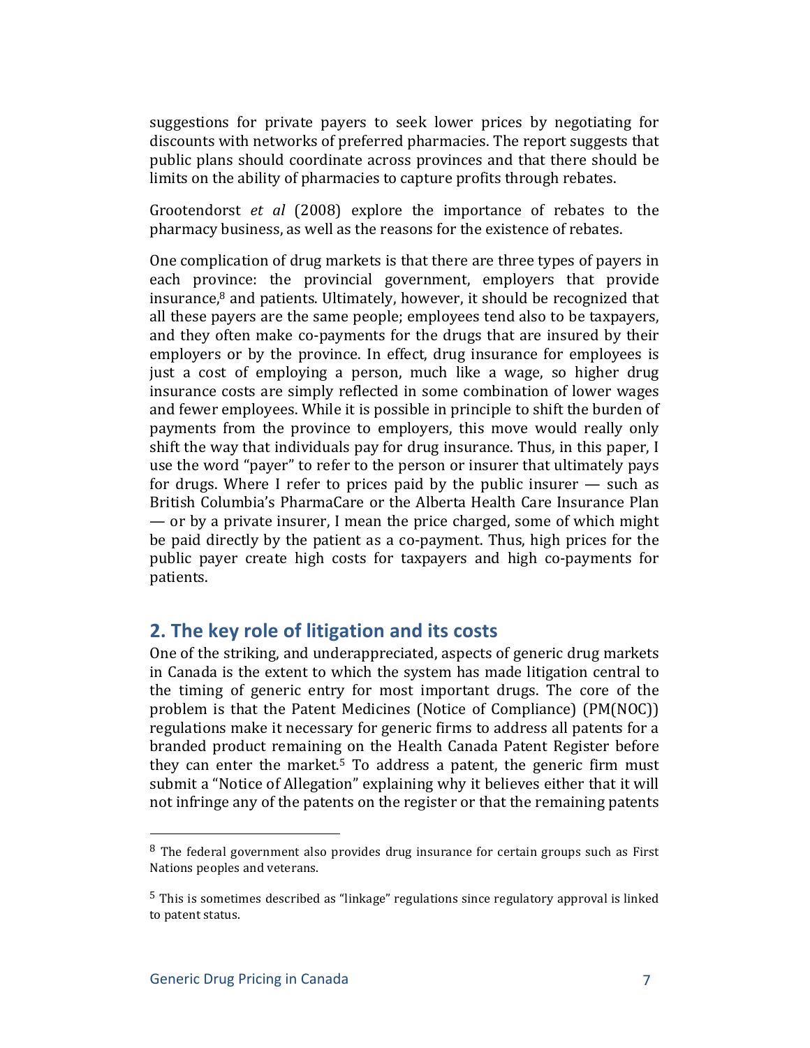suggestions for private payers to seek lower prices by negotiating for discounts with networks of preferred pharmacies. The report suggests that public plans should coordinate across provinces and that there should be limits on the ability of pharmacies to capture profits through rebates.

Grootendorst *et al* (2008) explore the importance of rebates to the pharmacy business, as well as the reasons for the existence of rebates.

One complication of drug markets is that there are three types of payers in each province: the provincial government, employers that provide insurance,[8] and patients. Ultimately, however, it should be recognized that all these payers are the same people; employees tend also to be taxpayers, and they often make co-payments for the drugs that are insured by their employers or by the province. In effect, drug insurance for employees is just a cost of employing a person, much like a wage, so higher drug insurance costs are simply reflected in some combination of lower wages and fewer employees. While it is possible in principle to shift the burden of payments from the province to employers, this move would really only shift the way that individuals pay for drug insurance. Thus, in this paper, I use the word "payer" to refer to the person or insurer that ultimately pays for drugs. Where I refer to prices paid by the public insurer — such as British Columbia's PharmaCare or the Alberta Health Care Insurance Plan — or by a private insurer, I mean the price charged, some of which might be paid directly by the patient as a co-payment. Thus, high prices for the public payer create high costs for taxpayers and high co-payments for patients.

## 2. The key role of litigation and its costs

One of the striking, and underappreciated, aspects of generic drug markets in Canada is the extent to which the system has made litigation central to the timing of generic entry for most important drugs. The core of the problem is that the Patent Medicines (Notice of Compliance) (PM(NOC)) regulations make it necessary for generic firms to address all patents for a branded product remaining on the Health Canada Patent Register before they can enter the market.[5] To address a patent, the generic firm must submit a "Notice of Allegation" explaining why it believes either that it will not infringe any of the patents on the register or that the remaining patents

[8] The federal government also provides drug insurance for certain groups such as First Nations peoples and veterans.

[5] This is sometimes described as "linkage" regulations since regulatory approval is linked to patent status.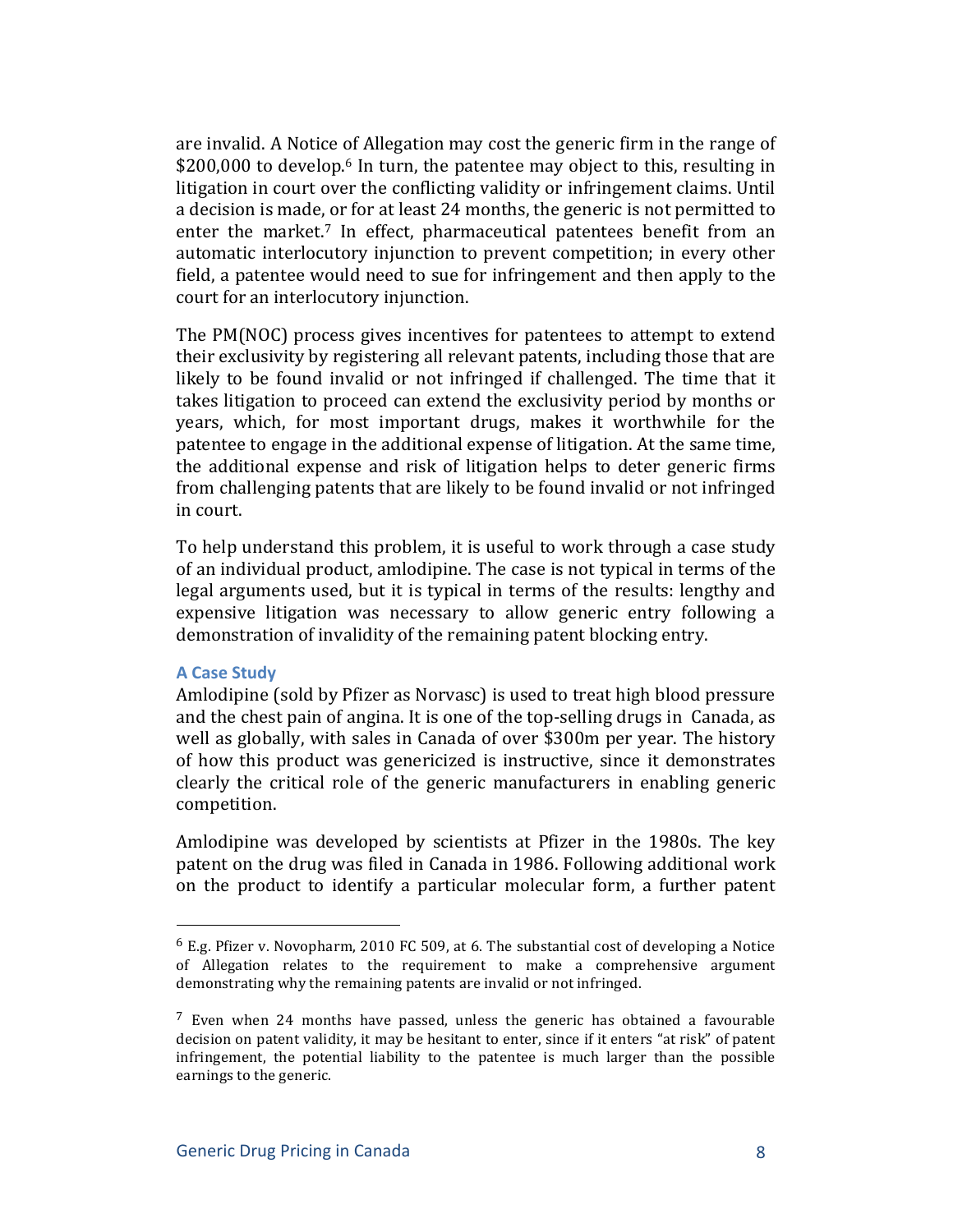are invalid. A Notice of Allegation may cost the generic firm in the range of $200,000 to develop.[6] In turn, the patentee may object to this, resulting in litigation in court over the conflicting validity or infringement claims. Until a decision is made, or for at least 24 months, the generic is not permitted to enter the market.[7] In effect, pharmaceutical patentees benefit from an automatic interlocutory injunction to prevent competition; in every other field, a patentee would need to sue for infringement and then apply to the court for an interlocutory injunction.

The PM(NOC) process gives incentives for patentees to attempt to extend their exclusivity by registering all relevant patents, including those that are likely to be found invalid or not infringed if challenged. The time that it takes litigation to proceed can extend the exclusivity period by months or years, which, for most important drugs, makes it worthwhile for the patentee to engage in the additional expense of litigation. At the same time, the additional expense and risk of litigation helps to deter generic firms from challenging patents that are likely to be found invalid or not infringed in court.

To help understand this problem, it is useful to work through a case study of an individual product, amlodipine. The case is not typical in terms of the legal arguments used, but it is typical in terms of the results: lengthy and expensive litigation was necessary to allow generic entry following a demonstration of invalidity of the remaining patent blocking entry.

### A Case Study

Amlodipine (sold by Pfizer as Norvasc) is used to treat high blood pressure and the chest pain of angina. It is one of the top-selling drugs in Canada, as well as globally, with sales in Canada of over $300m per year. The history of how this product was genericized is instructive, since it demonstrates clearly the critical role of the generic manufacturers in enabling generic competition.

Amlodipine was developed by scientists at Pfizer in the 1980s. The key patent on the drug was filed in Canada in 1986. Following additional work on the product to identify a particular molecular form, a further patent

---

[6] E.g. Pfizer v. Novopharm, 2010 FC 509, at 6. The substantial cost of developing a Notice of Allegation relates to the requirement to make a comprehensive argument demonstrating why the remaining patents are invalid or not infringed.

[7] Even when 24 months have passed, unless the generic has obtained a favourable decision on patent validity, it may be hesitant to enter, since if it enters "at risk" of patent infringement, the potential liability to the patentee is much larger than the possible earnings to the generic.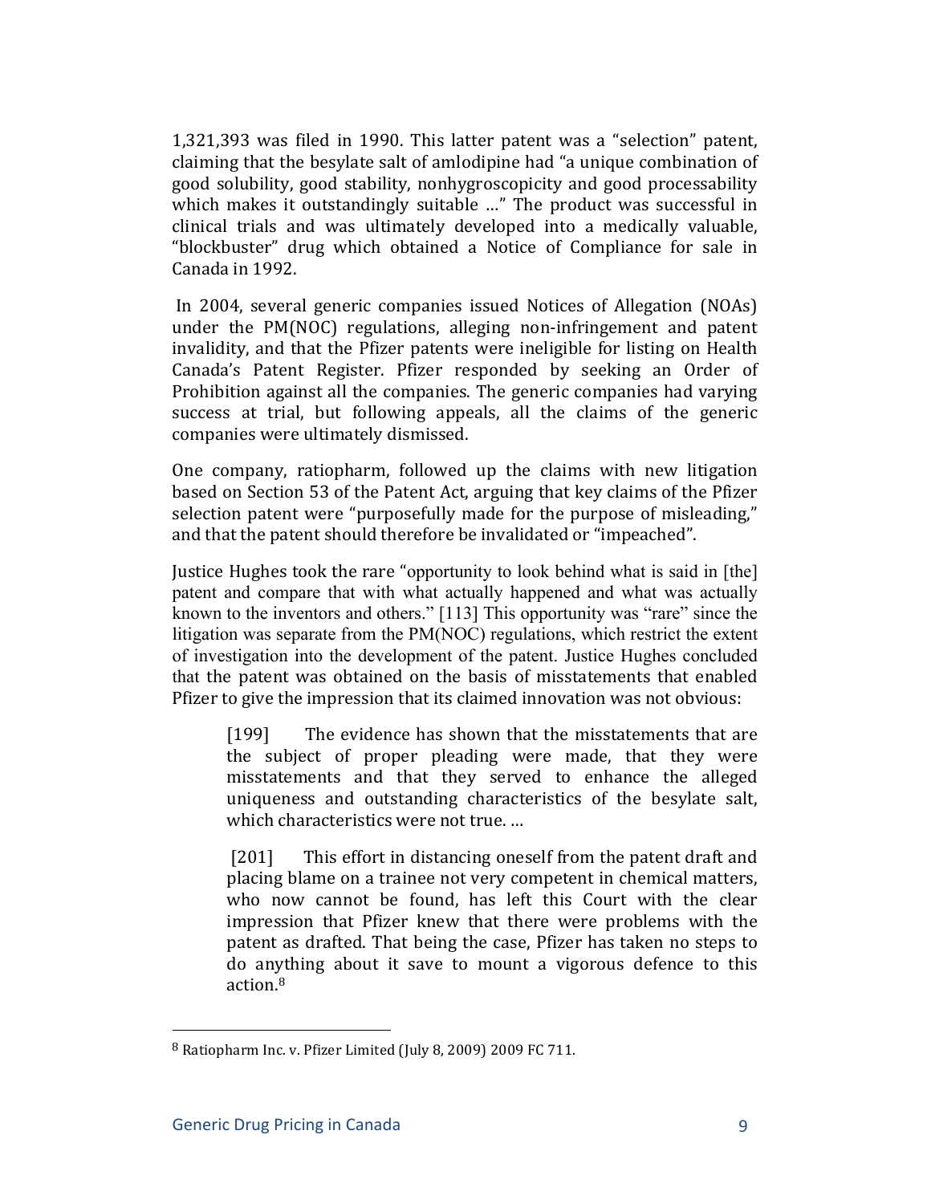1,321,393 was filed in 1990. This latter patent was a “selection” patent, claiming that the besylate salt of amlodipine had “a unique combination of good solubility, good stability, nonhygroscopicity and good processability which makes it outstandingly suitable …” The product was successful in clinical trials and was ultimately developed into a medically valuable, “blockbuster” drug which obtained a Notice of Compliance for sale in Canada in 1992.

In 2004, several generic companies issued Notices of Allegation (NOAs) under the PM(NOC) regulations, alleging non-infringement and patent invalidity, and that the Pfizer patents were ineligible for listing on Health Canada’s Patent Register. Pfizer responded by seeking an Order of Prohibition against all the companies. The generic companies had varying success at trial, but following appeals, all the claims of the generic companies were ultimately dismissed.

One company, ratiopharm, followed up the claims with new litigation based on Section 53 of the Patent Act, arguing that key claims of the Pfizer selection patent were “purposefully made for the purpose of misleading,” and that the patent should therefore be invalidated or “impeached”.

Justice Hughes took the rare “opportunity to look behind what is said in [the] patent and compare that with what actually happened and what was actually known to the inventors and others.” [113] This opportunity was “rare” since the litigation was separate from the PM(NOC) regulations, which restrict the extent of investigation into the development of the patent. Justice Hughes concluded that the patent was obtained on the basis of misstatements that enabled Pfizer to give the impression that its claimed innovation was not obvious:

> [199] The evidence has shown that the misstatements that are the subject of proper pleading were made, that they were misstatements and that they served to enhance the alleged uniqueness and outstanding characteristics of the besylate salt, which characteristics were not true. …
>
> [201] This effort in distancing oneself from the patent draft and placing blame on a trainee not very competent in chemical matters, who now cannot be found, has left this Court with the clear impression that Pfizer knew that there were problems with the patent as drafted. That being the case, Pfizer has taken no steps to do anything about it save to mount a vigorous defence to this action.[8]

---

[8] Ratiopharm Inc. v. Pfizer Limited (July 8, 2009) 2009 FC 711.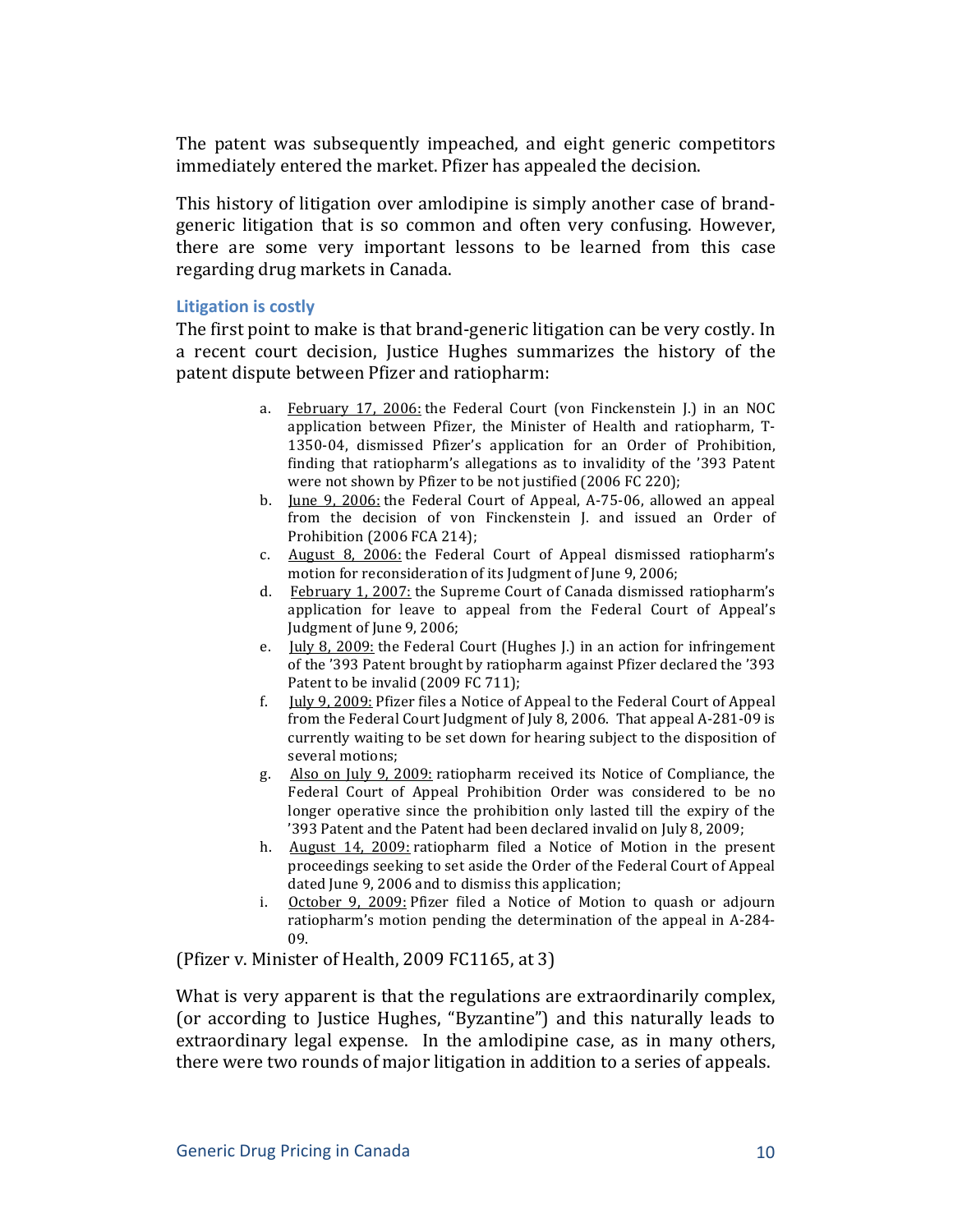The patent was subsequently impeached, and eight generic competitors immediately entered the market. Pfizer has appealed the decision.

This history of litigation over amlodipine is simply another case of brand-generic litigation that is so common and often very confusing. However, there are some very important lessons to be learned from this case regarding drug markets in Canada.

### Litigation is costly

The first point to make is that brand-generic litigation can be very costly. In a recent court decision, Justice Hughes summarizes the history of the patent dispute between Pfizer and ratiopharm:

> a. February 17, 2006: the Federal Court (von Finckenstein J.) in an NOC application between Pfizer, the Minister of Health and ratiopharm, T-1350-04, dismissed Pfizer's application for an Order of Prohibition, finding that ratiopharm's allegations as to invalidity of the '393 Patent were not shown by Pfizer to be not justified (2006 FC 220);
>
> b. June 9, 2006: the Federal Court of Appeal, A-75-06, allowed an appeal from the decision of von Finckenstein J. and issued an Order of Prohibition (2006 FCA 214);
>
> c. August 8, 2006: the Federal Court of Appeal dismissed ratiopharm's motion for reconsideration of its Judgment of June 9, 2006;
>
> d. February 1, 2007: the Supreme Court of Canada dismissed ratiopharm's application for leave to appeal from the Federal Court of Appeal's Judgment of June 9, 2006;
>
> e. July 8, 2009: the Federal Court (Hughes J.) in an action for infringement of the '393 Patent brought by ratiopharm against Pfizer declared the '393 Patent to be invalid (2009 FC 711);
>
> f. July 9, 2009: Pfizer files a Notice of Appeal to the Federal Court of Appeal from the Federal Court Judgment of July 8, 2006. That appeal A-281-09 is currently waiting to be set down for hearing subject to the disposition of several motions;
>
> g. Also on July 9, 2009: ratiopharm received its Notice of Compliance, the Federal Court of Appeal Prohibition Order was considered to be no longer operative since the prohibition only lasted till the expiry of the '393 Patent and the Patent had been declared invalid on July 8, 2009;
>
> h. August 14, 2009: ratiopharm filed a Notice of Motion in the present proceedings seeking to set aside the Order of the Federal Court of Appeal dated June 9, 2006 and to dismiss this application;
>
> i. October 9, 2009: Pfizer filed a Notice of Motion to quash or adjourn ratiopharm's motion pending the determination of the appeal in A-284-09.

(Pfizer v. Minister of Health, 2009 FC1165, at 3)

What is very apparent is that the regulations are extraordinarily complex, (or according to Justice Hughes, "Byzantine") and this naturally leads to extraordinary legal expense. In the amlodipine case, as in many others, there were two rounds of major litigation in addition to a series of appeals.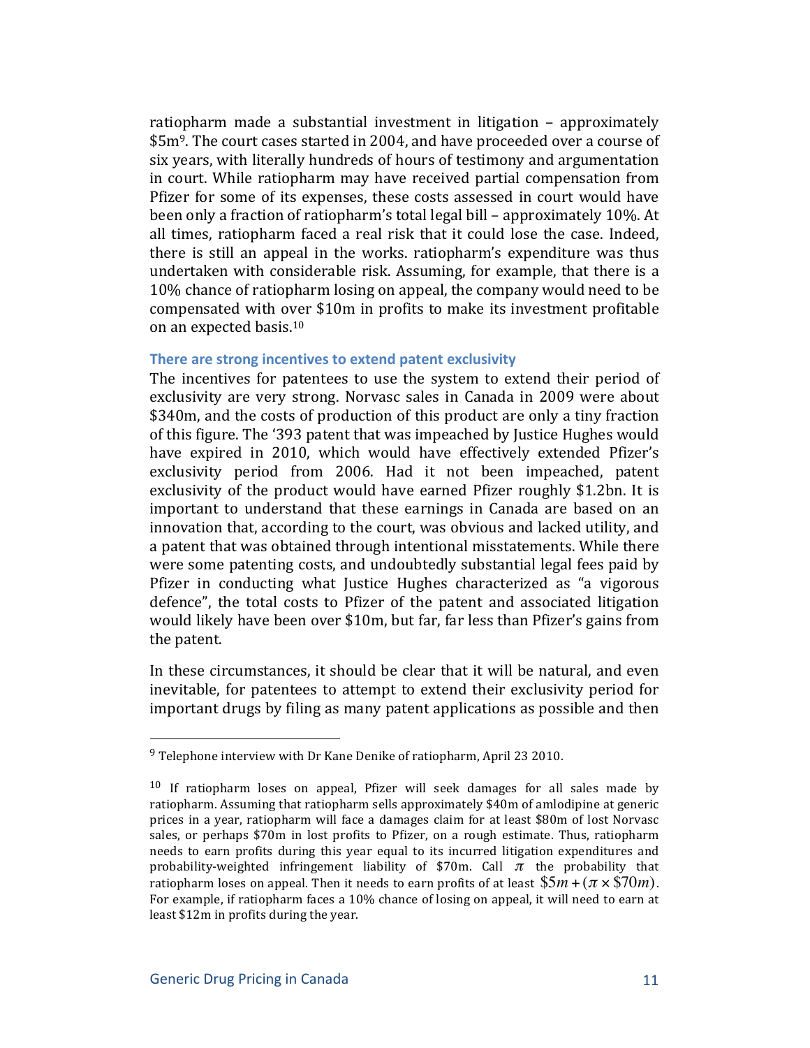ratiopharm made a substantial investment in litigation – approximately $5m[9]. The court cases started in 2004, and have proceeded over a course of six years, with literally hundreds of hours of testimony and argumentation in court. While ratiopharm may have received partial compensation from Pfizer for some of its expenses, these costs assessed in court would have been only a fraction of ratiopharm's total legal bill – approximately 10%. At all times, ratiopharm faced a real risk that it could lose the case. Indeed, there is still an appeal in the works. ratiopharm's expenditure was thus undertaken with considerable risk. Assuming, for example, that there is a 10% chance of ratiopharm losing on appeal, the company would need to be compensated with over $10m in profits to make its investment profitable on an expected basis.[10]

### There are strong incentives to extend patent exclusivity

The incentives for patentees to use the system to extend their period of exclusivity are very strong. Norvasc sales in Canada in 2009 were about $340m, and the costs of production of this product are only a tiny fraction of this figure. The '393 patent that was impeached by Justice Hughes would have expired in 2010, which would have effectively extended Pfizer's exclusivity period from 2006. Had it not been impeached, patent exclusivity of the product would have earned Pfizer roughly $1.2bn. It is important to understand that these earnings in Canada are based on an innovation that, according to the court, was obvious and lacked utility, and a patent that was obtained through intentional misstatements. While there were some patenting costs, and undoubtedly substantial legal fees paid by Pfizer in conducting what Justice Hughes characterized as "a vigorous defence", the total costs to Pfizer of the patent and associated litigation would likely have been over $10m, but far, far less than Pfizer's gains from the patent.

In these circumstances, it should be clear that it will be natural, and even inevitable, for patentees to attempt to extend their exclusivity period for important drugs by filing as many patent applications as possible and then

---

[9] Telephone interview with Dr Kane Denike of ratiopharm, April 23 2010.

[10] If ratiopharm loses on appeal, Pfizer will seek damages for all sales made by ratiopharm. Assuming that ratiopharm sells approximately $40m of amlodipine at generic prices in a year, ratiopharm will face a damages claim for at least $80m of lost Norvasc sales, or perhaps $70m in lost profits to Pfizer, on a rough estimate. Thus, ratiopharm needs to earn profits during this year equal to its incurred litigation expenditures and probability-weighted infringement liability of $70m. Call $\pi$ the probability that ratiopharm loses on appeal. Then it needs to earn profits of at least $\$5m + (\pi \times \$70m)$. For example, if ratiopharm faces a 10% chance of losing on appeal, it will need to earn at least $12m in profits during the year.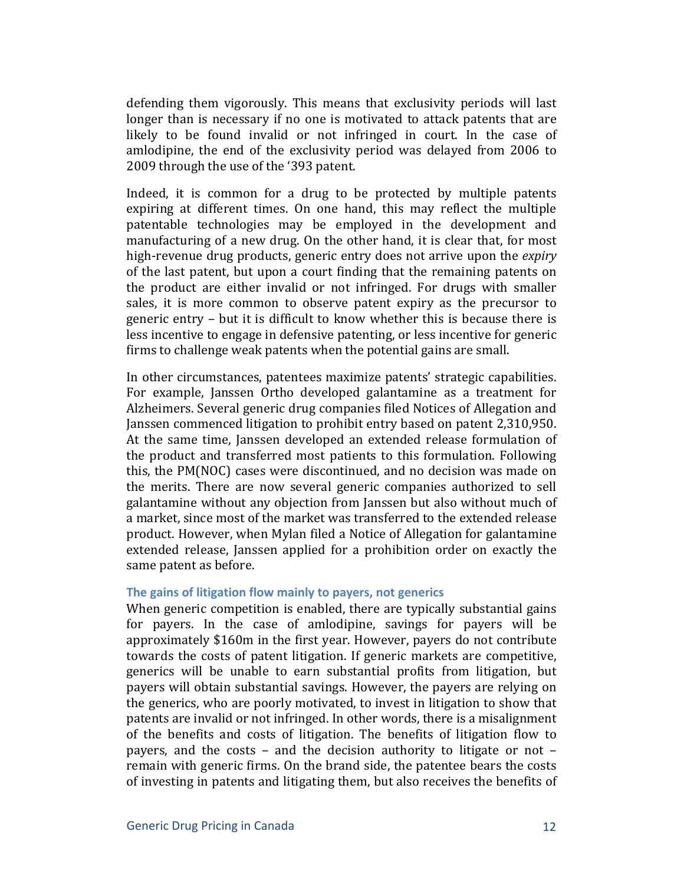defending them vigorously. This means that exclusivity periods will last longer than is necessary if no one is motivated to attack patents that are likely to be found invalid or not infringed in court. In the case of amlodipine, the end of the exclusivity period was delayed from 2006 to 2009 through the use of the '393 patent.

Indeed, it is common for a drug to be protected by multiple patents expiring at different times. On one hand, this may reflect the multiple patentable technologies may be employed in the development and manufacturing of a new drug. On the other hand, it is clear that, for most high-revenue drug products, generic entry does not arrive upon the *expiry* of the last patent, but upon a court finding that the remaining patents on the product are either invalid or not infringed. For drugs with smaller sales, it is more common to observe patent expiry as the precursor to generic entry – but it is difficult to know whether this is because there is less incentive to engage in defensive patenting, or less incentive for generic firms to challenge weak patents when the potential gains are small.

In other circumstances, patentees maximize patents' strategic capabilities. For example, Janssen Ortho developed galantamine as a treatment for Alzheimers. Several generic drug companies filed Notices of Allegation and Janssen commenced litigation to prohibit entry based on patent 2,310,950. At the same time, Janssen developed an extended release formulation of the product and transferred most patients to this formulation. Following this, the PM(NOC) cases were discontinued, and no decision was made on the merits. There are now several generic companies authorized to sell galantamine without any objection from Janssen but also without much of a market, since most of the market was transferred to the extended release product. However, when Mylan filed a Notice of Allegation for galantamine extended release, Janssen applied for a prohibition order on exactly the same patent as before.

### The gains of litigation flow mainly to payers, not generics

When generic competition is enabled, there are typically substantial gains for payers. In the case of amlodipine, savings for payers will be approximately $160m in the first year. However, payers do not contribute towards the costs of patent litigation. If generic markets are competitive, generics will be unable to earn substantial profits from litigation, but payers will obtain substantial savings. However, the payers are relying on the generics, who are poorly motivated, to invest in litigation to show that patents are invalid or not infringed. In other words, there is a misalignment of the benefits and costs of litigation. The benefits of litigation flow to payers, and the costs – and the decision authority to litigate or not – remain with generic firms. On the brand side, the patentee bears the costs of investing in patents and litigating them, but also receives the benefits of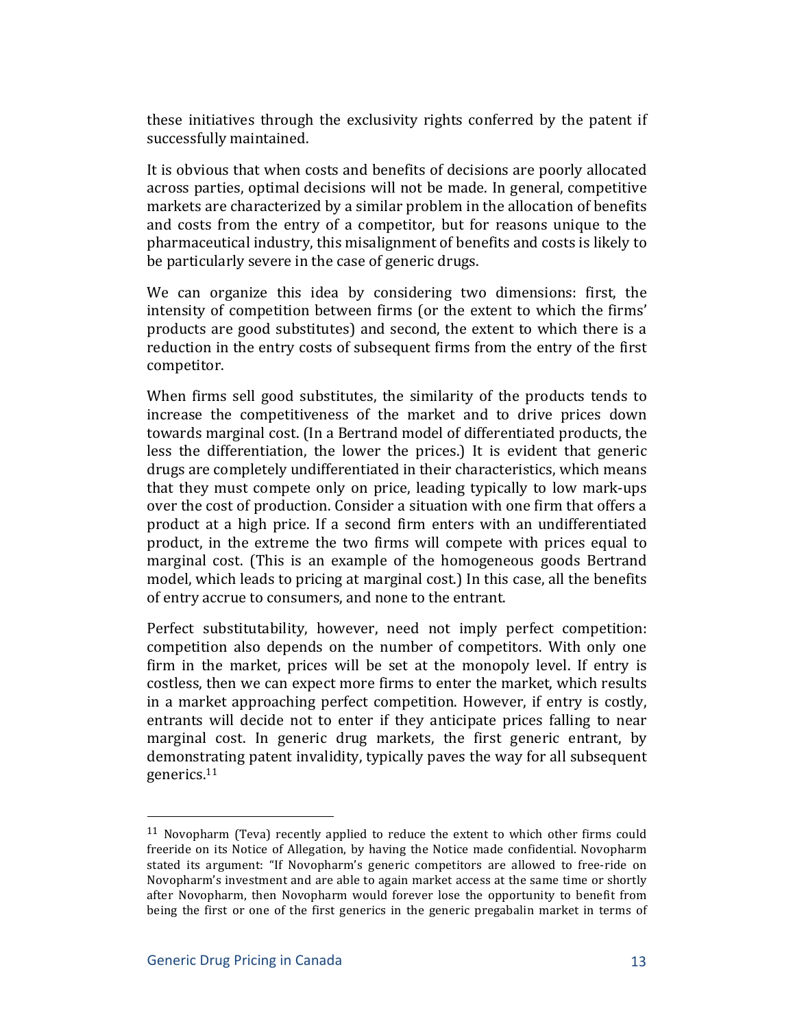these initiatives through the exclusivity rights conferred by the patent if successfully maintained.

It is obvious that when costs and benefits of decisions are poorly allocated across parties, optimal decisions will not be made. In general, competitive markets are characterized by a similar problem in the allocation of benefits and costs from the entry of a competitor, but for reasons unique to the pharmaceutical industry, this misalignment of benefits and costs is likely to be particularly severe in the case of generic drugs.

We can organize this idea by considering two dimensions: first, the intensity of competition between firms (or the extent to which the firms' products are good substitutes) and second, the extent to which there is a reduction in the entry costs of subsequent firms from the entry of the first competitor.

When firms sell good substitutes, the similarity of the products tends to increase the competitiveness of the market and to drive prices down towards marginal cost. (In a Bertrand model of differentiated products, the less the differentiation, the lower the prices.) It is evident that generic drugs are completely undifferentiated in their characteristics, which means that they must compete only on price, leading typically to low mark-ups over the cost of production. Consider a situation with one firm that offers a product at a high price. If a second firm enters with an undifferentiated product, in the extreme the two firms will compete with prices equal to marginal cost. (This is an example of the homogeneous goods Bertrand model, which leads to pricing at marginal cost.) In this case, all the benefits of entry accrue to consumers, and none to the entrant.

Perfect substitutability, however, need not imply perfect competition: competition also depends on the number of competitors. With only one firm in the market, prices will be set at the monopoly level. If entry is costless, then we can expect more firms to enter the market, which results in a market approaching perfect competition. However, if entry is costly, entrants will decide not to enter if they anticipate prices falling to near marginal cost. In generic drug markets, the first generic entrant, by demonstrating patent invalidity, typically paves the way for all subsequent generics.[11]

---

[11] Novopharm (Teva) recently applied to reduce the extent to which other firms could freeride on its Notice of Allegation, by having the Notice made confidential. Novopharm stated its argument: "If Novopharm's generic competitors are allowed to free-ride on Novopharm's investment and are able to again market access at the same time or shortly after Novopharm, then Novopharm would forever lose the opportunity to benefit from being the first or one of the first generics in the generic pregabalin market in terms of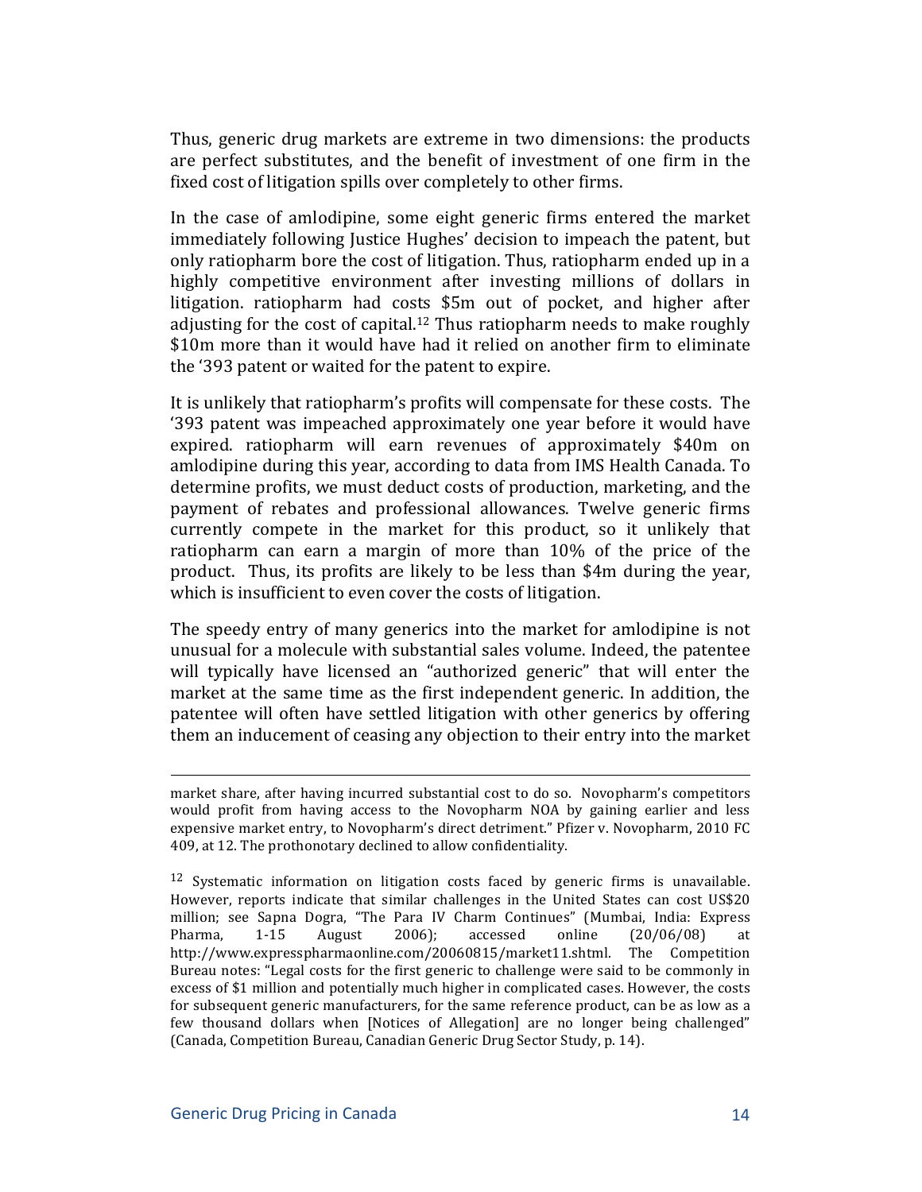Thus, generic drug markets are extreme in two dimensions: the products are perfect substitutes, and the benefit of investment of one firm in the fixed cost of litigation spills over completely to other firms.

In the case of amlodipine, some eight generic firms entered the market immediately following Justice Hughes' decision to impeach the patent, but only ratiopharm bore the cost of litigation. Thus, ratiopharm ended up in a highly competitive environment after investing millions of dollars in litigation. ratiopharm had costs $5m out of pocket, and higher after adjusting for the cost of capital.[12] Thus ratiopharm needs to make roughly $10m more than it would have had it relied on another firm to eliminate the '393 patent or waited for the patent to expire.

It is unlikely that ratiopharm's profits will compensate for these costs. The '393 patent was impeached approximately one year before it would have expired. ratiopharm will earn revenues of approximately $40m on amlodipine during this year, according to data from IMS Health Canada. To determine profits, we must deduct costs of production, marketing, and the payment of rebates and professional allowances. Twelve generic firms currently compete in the market for this product, so it unlikely that ratiopharm can earn a margin of more than 10% of the price of the product. Thus, its profits are likely to be less than $4m during the year, which is insufficient to even cover the costs of litigation.

The speedy entry of many generics into the market for amlodipine is not unusual for a molecule with substantial sales volume. Indeed, the patentee will typically have licensed an "authorized generic" that will enter the market at the same time as the first independent generic. In addition, the patentee will often have settled litigation with other generics by offering them an inducement of ceasing any objection to their entry into the market

---

market share, after having incurred substantial cost to do so. Novopharm's competitors would profit from having access to the Novopharm NOA by gaining earlier and less expensive market entry, to Novopharm's direct detriment." Pfizer v. Novopharm, 2010 FC 409, at 12. The prothonotary declined to allow confidentiality.

[12] Systematic information on litigation costs faced by generic firms is unavailable. However, reports indicate that similar challenges in the United States can cost US$20 million; see Sapna Dogra, "The Para IV Charm Continues" (Mumbai, India: Express Pharma, 1-15 August 2006); accessed online (20/06/08) at http://www.expresspharmaonline.com/20060815/market11.shtml. The Competition Bureau notes: "Legal costs for the first generic to challenge were said to be commonly in excess of $1 million and potentially much higher in complicated cases. However, the costs for subsequent generic manufacturers, for the same reference product, can be as low as a few thousand dollars when [Notices of Allegation] are no longer being challenged" (Canada, Competition Bureau, Canadian Generic Drug Sector Study, p. 14).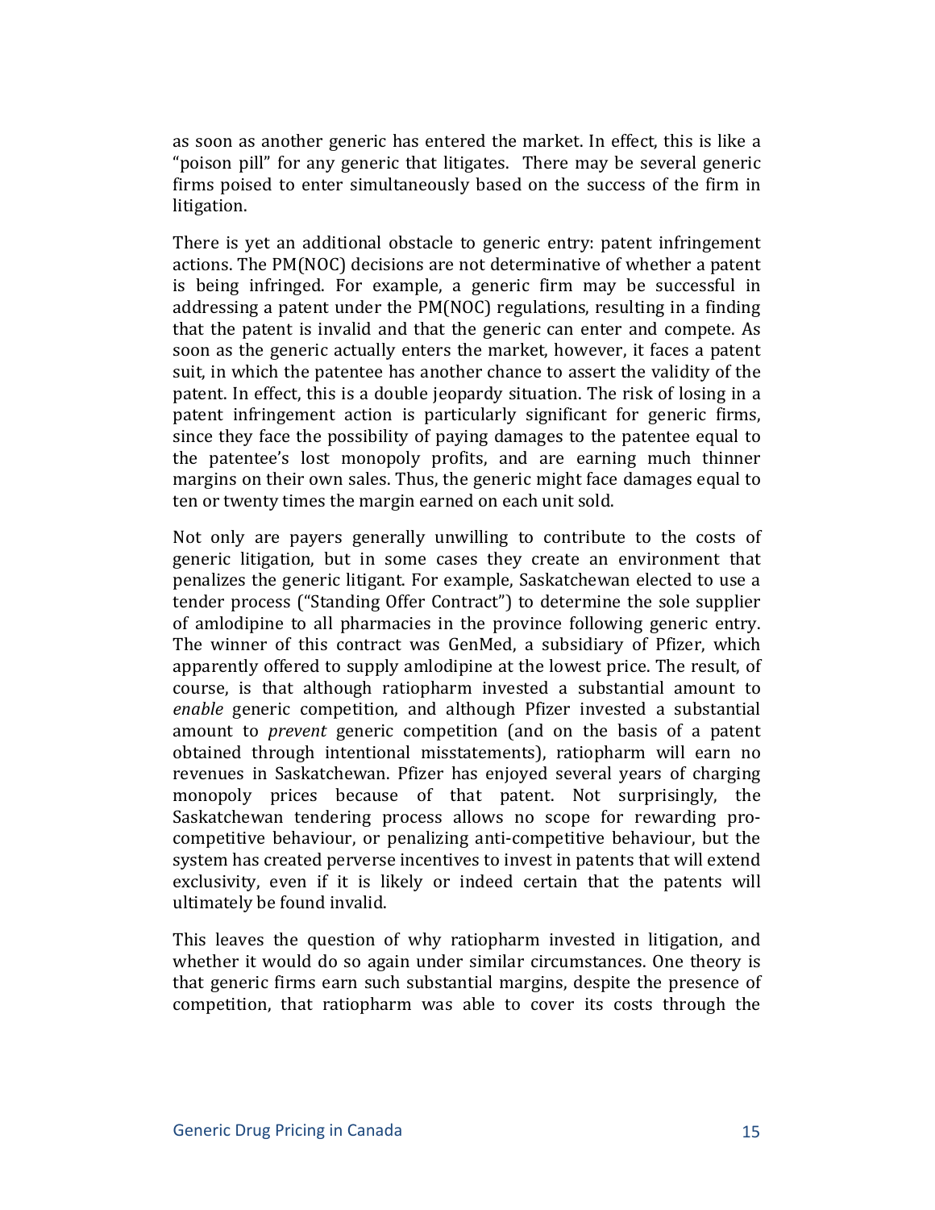as soon as another generic has entered the market. In effect, this is like a "poison pill" for any generic that litigates. There may be several generic firms poised to enter simultaneously based on the success of the firm in litigation.

There is yet an additional obstacle to generic entry: patent infringement actions. The PM(NOC) decisions are not determinative of whether a patent is being infringed. For example, a generic firm may be successful in addressing a patent under the PM(NOC) regulations, resulting in a finding that the patent is invalid and that the generic can enter and compete. As soon as the generic actually enters the market, however, it faces a patent suit, in which the patentee has another chance to assert the validity of the patent. In effect, this is a double jeopardy situation. The risk of losing in a patent infringement action is particularly significant for generic firms, since they face the possibility of paying damages to the patentee equal to the patentee's lost monopoly profits, and are earning much thinner margins on their own sales. Thus, the generic might face damages equal to ten or twenty times the margin earned on each unit sold.

Not only are payers generally unwilling to contribute to the costs of generic litigation, but in some cases they create an environment that penalizes the generic litigant. For example, Saskatchewan elected to use a tender process ("Standing Offer Contract") to determine the sole supplier of amlodipine to all pharmacies in the province following generic entry. The winner of this contract was GenMed, a subsidiary of Pfizer, which apparently offered to supply amlodipine at the lowest price. The result, of course, is that although ratiopharm invested a substantial amount to *enable* generic competition, and although Pfizer invested a substantial amount to *prevent* generic competition (and on the basis of a patent obtained through intentional misstatements), ratiopharm will earn no revenues in Saskatchewan. Pfizer has enjoyed several years of charging monopoly prices because of that patent. Not surprisingly, the Saskatchewan tendering process allows no scope for rewarding pro-competitive behaviour, or penalizing anti-competitive behaviour, but the system has created perverse incentives to invest in patents that will extend exclusivity, even if it is likely or indeed certain that the patents will ultimately be found invalid.

This leaves the question of why ratiopharm invested in litigation, and whether it would do so again under similar circumstances. One theory is that generic firms earn such substantial margins, despite the presence of competition, that ratiopharm was able to cover its costs through the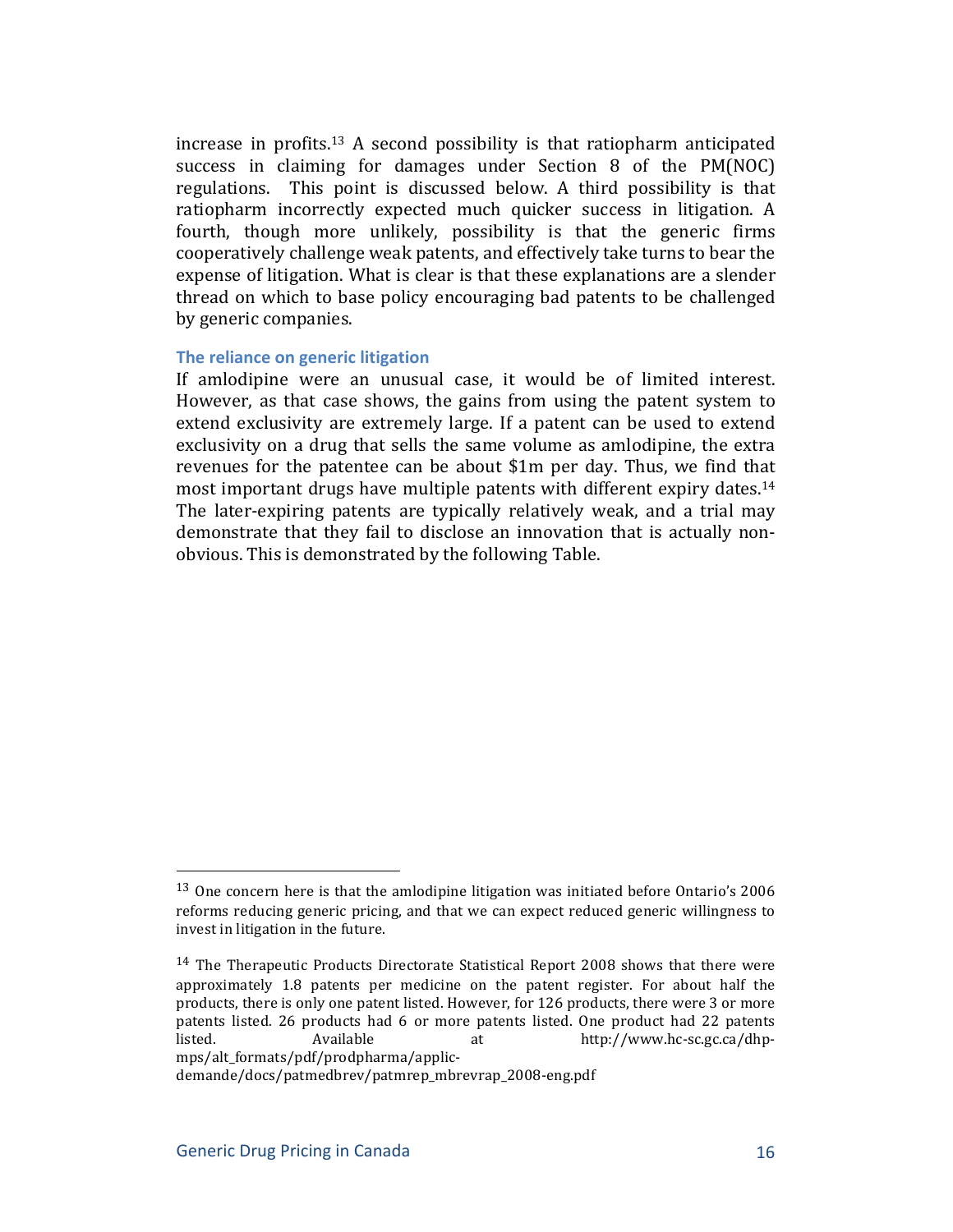increase in profits.[13] A second possibility is that ratiopharm anticipated success in claiming for damages under Section 8 of the PM(NOC) regulations. This point is discussed below. A third possibility is that ratiopharm incorrectly expected much quicker success in litigation. A fourth, though more unlikely, possibility is that the generic firms cooperatively challenge weak patents, and effectively take turns to bear the expense of litigation. What is clear is that these explanations are a slender thread on which to base policy encouraging bad patents to be challenged by generic companies.

### The reliance on generic litigation

If amlodipine were an unusual case, it would be of limited interest. However, as that case shows, the gains from using the patent system to extend exclusivity are extremely large. If a patent can be used to extend exclusivity on a drug that sells the same volume as amlodipine, the extra revenues for the patentee can be about $1m per day. Thus, we find that most important drugs have multiple patents with different expiry dates.[14] The later-expiring patents are typically relatively weak, and a trial may demonstrate that they fail to disclose an innovation that is actually non-obvious. This is demonstrated by the following Table.

---

[13] One concern here is that the amlodipine litigation was initiated before Ontario's 2006 reforms reducing generic pricing, and that we can expect reduced generic willingness to invest in litigation in the future.

[14] The Therapeutic Products Directorate Statistical Report 2008 shows that there were approximately 1.8 patents per medicine on the patent register. For about half the products, there is only one patent listed. However, for 126 products, there were 3 or more patents listed. 26 products had 6 or more patents listed. One product had 22 patents listed. Available at http://www.hc-sc.gc.ca/dhp-mps/alt_formats/pdf/prodpharma/applic-demande/docs/patmedbrev/patmrep_mbrevrap_2008-eng.pdf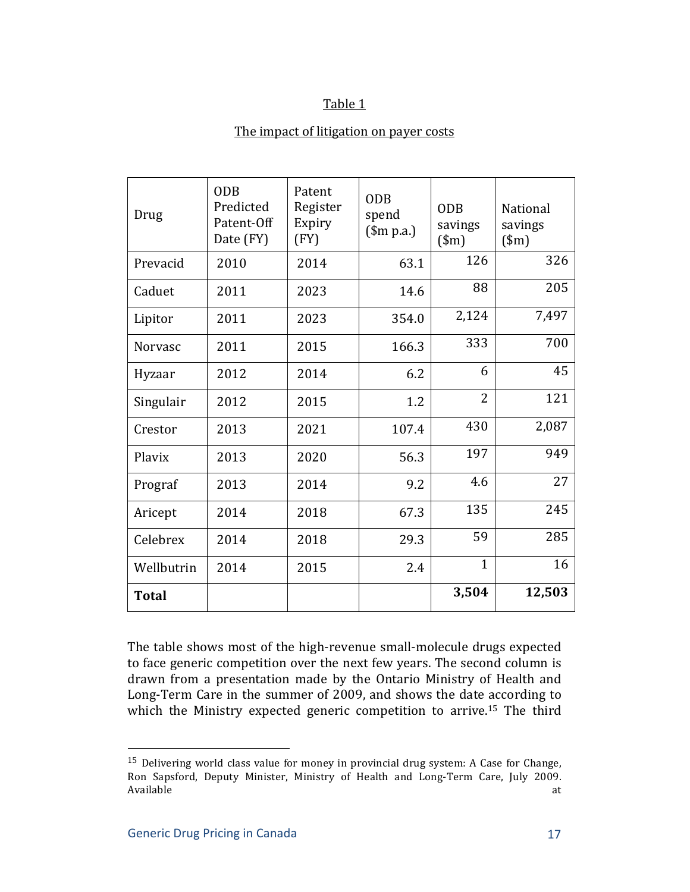Table 1

The impact of litigation on payer costs

| Drug | ODB Predicted Patent-Off Date (FY) | Patent Register Expiry (FY) | ODB spend ($m p.a.) | ODB savings ($m) | National savings ($m) |
|---|---|---|---|---|---|
| Prevacid | 2010 | 2014 | 63.1 | 126 | 326 |
| Caduet | 2011 | 2023 | 14.6 | 88 | 205 |
| Lipitor | 2011 | 2023 | 354.0 | 2,124 | 7,497 |
| Norvasc | 2011 | 2015 | 166.3 | 333 | 700 |
| Hyzaar | 2012 | 2014 | 6.2 | 6 | 45 |
| Singulair | 2012 | 2015 | 1.2 | 2 | 121 |
| Crestor | 2013 | 2021 | 107.4 | 430 | 2,087 |
| Plavix | 2013 | 2020 | 56.3 | 197 | 949 |
| Prograf | 2013 | 2014 | 9.2 | 4.6 | 27 |
| Aricept | 2014 | 2018 | 67.3 | 135 | 245 |
| Celebrex | 2014 | 2018 | 29.3 | 59 | 285 |
| Wellbutrin | 2014 | 2015 | 2.4 | 1 | 16 |
| **Total** | | | | **3,504** | **12,503** |

The table shows most of the high-revenue small-molecule drugs expected to face generic competition over the next few years. The second column is drawn from a presentation made by the Ontario Ministry of Health and Long-Term Care in the summer of 2009, and shows the date according to which the Ministry expected generic competition to arrive.[15] The third

[15] Delivering world class value for money in provincial drug system: A Case for Change, Ron Sapsford, Deputy Minister, Ministry of Health and Long-Term Care, July 2009. Available at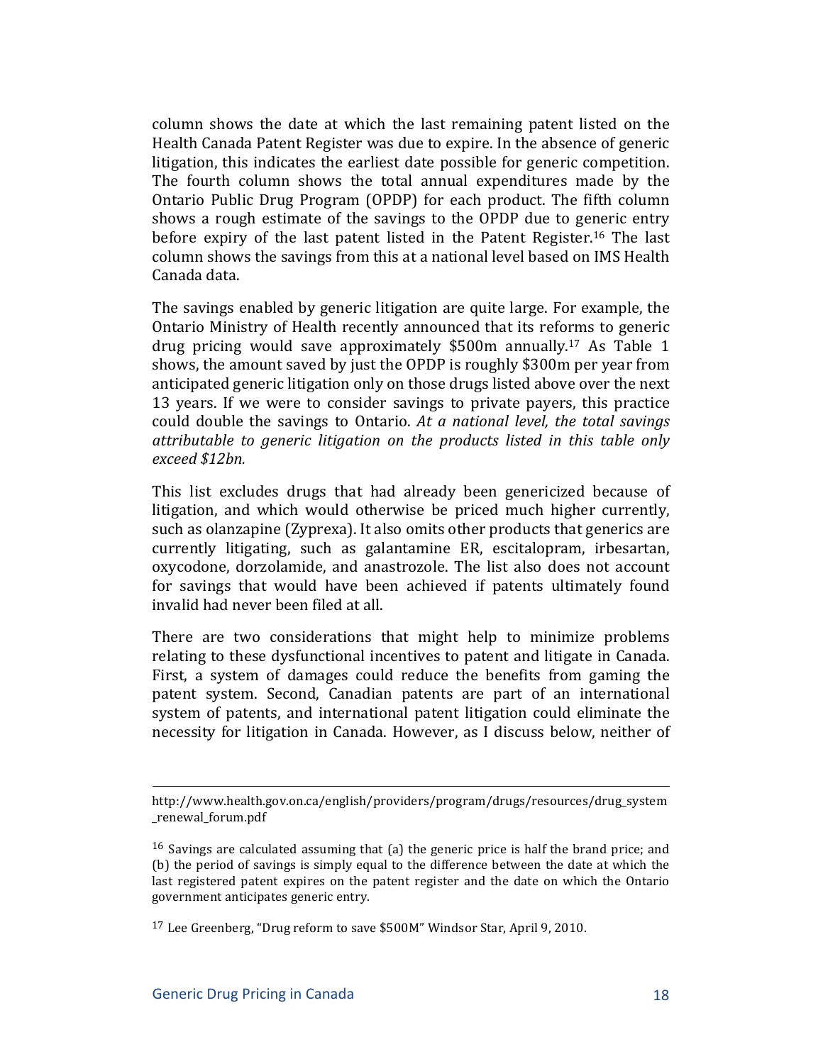column shows the date at which the last remaining patent listed on the Health Canada Patent Register was due to expire. In the absence of generic litigation, this indicates the earliest date possible for generic competition. The fourth column shows the total annual expenditures made by the Ontario Public Drug Program (OPDP) for each product. The fifth column shows a rough estimate of the savings to the OPDP due to generic entry before expiry of the last patent listed in the Patent Register.[16] The last column shows the savings from this at a national level based on IMS Health Canada data.

The savings enabled by generic litigation are quite large. For example, the Ontario Ministry of Health recently announced that its reforms to generic drug pricing would save approximately $500m annually.[17] As Table 1 shows, the amount saved by just the OPDP is roughly $300m per year from anticipated generic litigation only on those drugs listed above over the next 13 years. If we were to consider savings to private payers, this practice could double the savings to Ontario. *At a national level, the total savings attributable to generic litigation on the products listed in this table only exceed $12bn.*

This list excludes drugs that had already been genericized because of litigation, and which would otherwise be priced much higher currently, such as olanzapine (Zyprexa). It also omits other products that generics are currently litigating, such as galantamine ER, escitalopram, irbesartan, oxycodone, dorzolamide, and anastrozole. The list also does not account for savings that would have been achieved if patents ultimately found invalid had never been filed at all.

There are two considerations that might help to minimize problems relating to these dysfunctional incentives to patent and litigate in Canada. First, a system of damages could reduce the benefits from gaming the patent system. Second, Canadian patents are part of an international system of patents, and international patent litigation could eliminate the necessity for litigation in Canada. However, as I discuss below, neither of

---

http://www.health.gov.on.ca/english/providers/program/drugs/resources/drug_system_renewal_forum.pdf

[16] Savings are calculated assuming that (a) the generic price is half the brand price; and (b) the period of savings is simply equal to the difference between the date at which the last registered patent expires on the patent register and the date on which the Ontario government anticipates generic entry.

[17] Lee Greenberg, "Drug reform to save $500M" Windsor Star, April 9, 2010.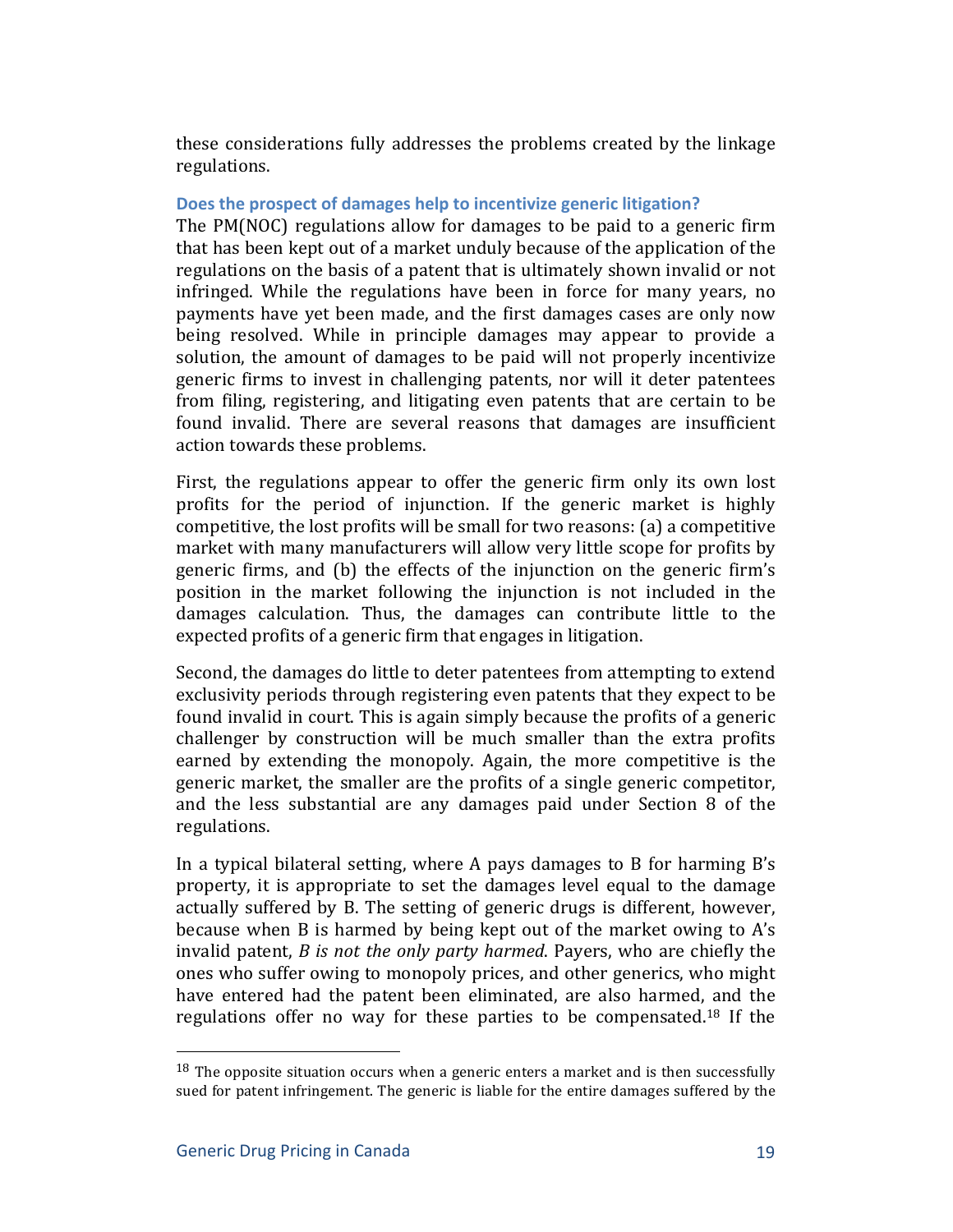these considerations fully addresses the problems created by the linkage regulations.

### Does the prospect of damages help to incentivize generic litigation?

The PM(NOC) regulations allow for damages to be paid to a generic firm that has been kept out of a market unduly because of the application of the regulations on the basis of a patent that is ultimately shown invalid or not infringed. While the regulations have been in force for many years, no payments have yet been made, and the first damages cases are only now being resolved. While in principle damages may appear to provide a solution, the amount of damages to be paid will not properly incentivize generic firms to invest in challenging patents, nor will it deter patentees from filing, registering, and litigating even patents that are certain to be found invalid. There are several reasons that damages are insufficient action towards these problems.

First, the regulations appear to offer the generic firm only its own lost profits for the period of injunction. If the generic market is highly competitive, the lost profits will be small for two reasons: (a) a competitive market with many manufacturers will allow very little scope for profits by generic firms, and (b) the effects of the injunction on the generic firm's position in the market following the injunction is not included in the damages calculation. Thus, the damages can contribute little to the expected profits of a generic firm that engages in litigation.

Second, the damages do little to deter patentees from attempting to extend exclusivity periods through registering even patents that they expect to be found invalid in court. This is again simply because the profits of a generic challenger by construction will be much smaller than the extra profits earned by extending the monopoly. Again, the more competitive is the generic market, the smaller are the profits of a single generic competitor, and the less substantial are any damages paid under Section 8 of the regulations.

In a typical bilateral setting, where A pays damages to B for harming B's property, it is appropriate to set the damages level equal to the damage actually suffered by B. The setting of generic drugs is different, however, because when B is harmed by being kept out of the market owing to A's invalid patent, *B is not the only party harmed*. Payers, who are chiefly the ones who suffer owing to monopoly prices, and other generics, who might have entered had the patent been eliminated, are also harmed, and the regulations offer no way for these parties to be compensated.[18] If the

[18] The opposite situation occurs when a generic enters a market and is then successfully sued for patent infringement. The generic is liable for the entire damages suffered by the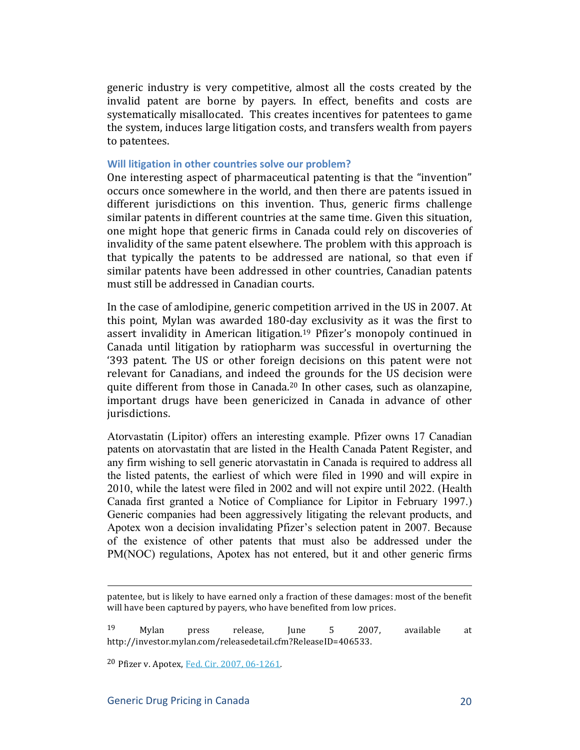generic industry is very competitive, almost all the costs created by the invalid patent are borne by payers. In effect, benefits and costs are systematically misallocated. This creates incentives for patentees to game the system, induces large litigation costs, and transfers wealth from payers to patentees.

### Will litigation in other countries solve our problem?

One interesting aspect of pharmaceutical patenting is that the "invention" occurs once somewhere in the world, and then there are patents issued in different jurisdictions on this invention. Thus, generic firms challenge similar patents in different countries at the same time. Given this situation, one might hope that generic firms in Canada could rely on discoveries of invalidity of the same patent elsewhere. The problem with this approach is that typically the patents to be addressed are national, so that even if similar patents have been addressed in other countries, Canadian patents must still be addressed in Canadian courts.

In the case of amlodipine, generic competition arrived in the US in 2007. At this point, Mylan was awarded 180-day exclusivity as it was the first to assert invalidity in American litigation.[19] Pfizer's monopoly continued in Canada until litigation by ratiopharm was successful in overturning the '393 patent. The US or other foreign decisions on this patent were not relevant for Canadians, and indeed the grounds for the US decision were quite different from those in Canada.[20] In other cases, such as olanzapine, important drugs have been genericized in Canada in advance of other jurisdictions.

Atorvastatin (Lipitor) offers an interesting example. Pfizer owns 17 Canadian patents on atorvastatin that are listed in the Health Canada Patent Register, and any firm wishing to sell generic atorvastatin in Canada is required to address all the listed patents, the earliest of which were filed in 1990 and will expire in 2010, while the latest were filed in 2002 and will not expire until 2022. (Health Canada first granted a Notice of Compliance for Lipitor in February 1997.) Generic companies had been aggressively litigating the relevant products, and Apotex won a decision invalidating Pfizer's selection patent in 2007. Because of the existence of other patents that must also be addressed under the PM(NOC) regulations, Apotex has not entered, but it and other generic firms

---

patentee, but is likely to have earned only a fraction of these damages: most of the benefit will have been captured by payers, who have benefited from low prices.

[19] Mylan press release, June 5 2007, available at http://investor.mylan.com/releasedetail.cfm?ReleaseID=406533.

[20] Pfizer v. Apotex, Fed. Cir. 2007, 06-1261.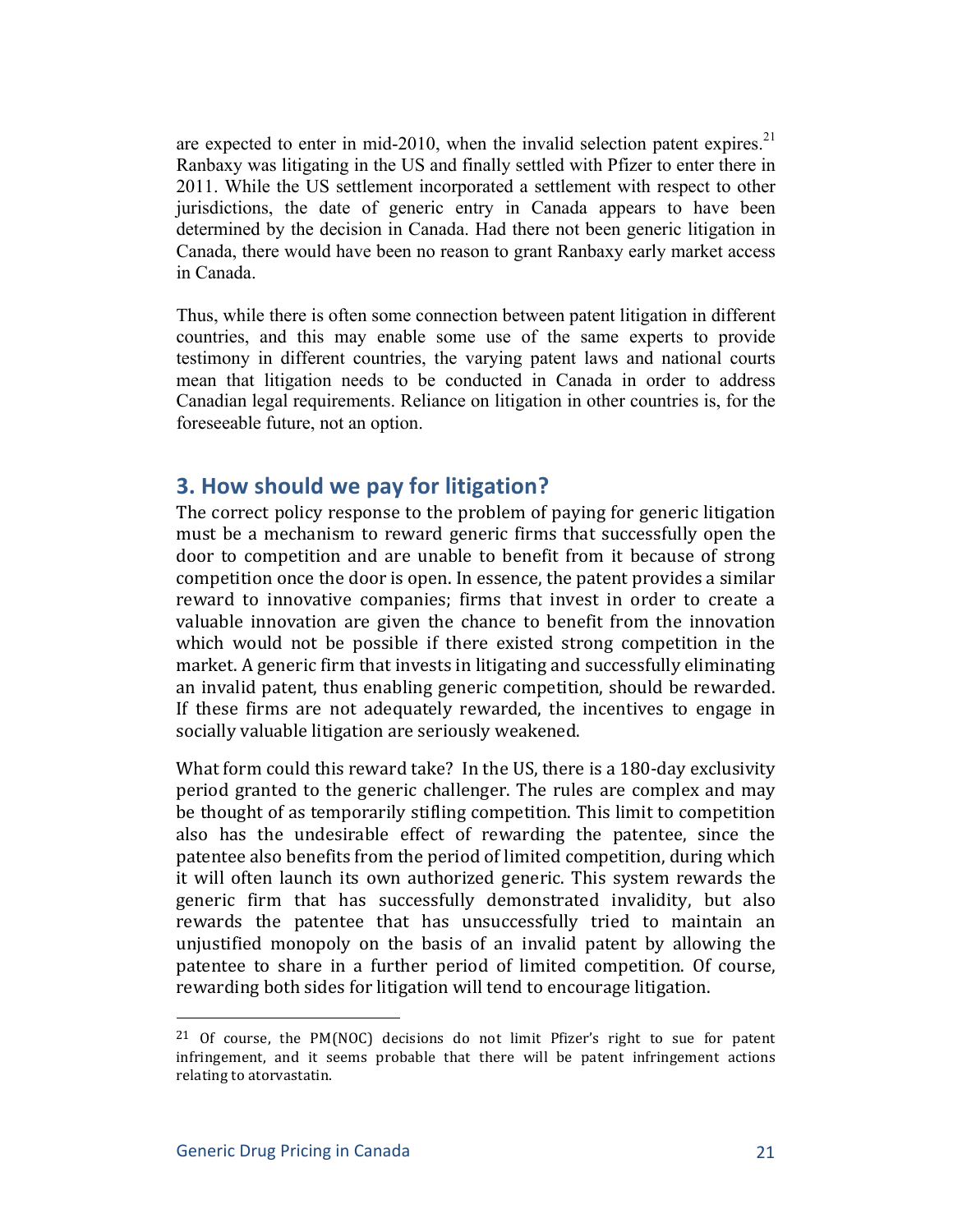are expected to enter in mid-2010, when the invalid selection patent expires.[21] Ranbaxy was litigating in the US and finally settled with Pfizer to enter there in 2011. While the US settlement incorporated a settlement with respect to other jurisdictions, the date of generic entry in Canada appears to have been determined by the decision in Canada. Had there not been generic litigation in Canada, there would have been no reason to grant Ranbaxy early market access in Canada.

Thus, while there is often some connection between patent litigation in different countries, and this may enable some use of the same experts to provide testimony in different countries, the varying patent laws and national courts mean that litigation needs to be conducted in Canada in order to address Canadian legal requirements. Reliance on litigation in other countries is, for the foreseeable future, not an option.

## 3. How should we pay for litigation?

The correct policy response to the problem of paying for generic litigation must be a mechanism to reward generic firms that successfully open the door to competition and are unable to benefit from it because of strong competition once the door is open. In essence, the patent provides a similar reward to innovative companies; firms that invest in order to create a valuable innovation are given the chance to benefit from the innovation which would not be possible if there existed strong competition in the market. A generic firm that invests in litigating and successfully eliminating an invalid patent, thus enabling generic competition, should be rewarded. If these firms are not adequately rewarded, the incentives to engage in socially valuable litigation are seriously weakened.

What form could this reward take? In the US, there is a 180-day exclusivity period granted to the generic challenger. The rules are complex and may be thought of as temporarily stifling competition. This limit to competition also has the undesirable effect of rewarding the patentee, since the patentee also benefits from the period of limited competition, during which it will often launch its own authorized generic. This system rewards the generic firm that has successfully demonstrated invalidity, but also rewards the patentee that has unsuccessfully tried to maintain an unjustified monopoly on the basis of an invalid patent by allowing the patentee to share in a further period of limited competition. Of course, rewarding both sides for litigation will tend to encourage litigation.

---

[21] Of course, the PM(NOC) decisions do not limit Pfizer's right to sue for patent infringement, and it seems probable that there will be patent infringement actions relating to atorvastatin.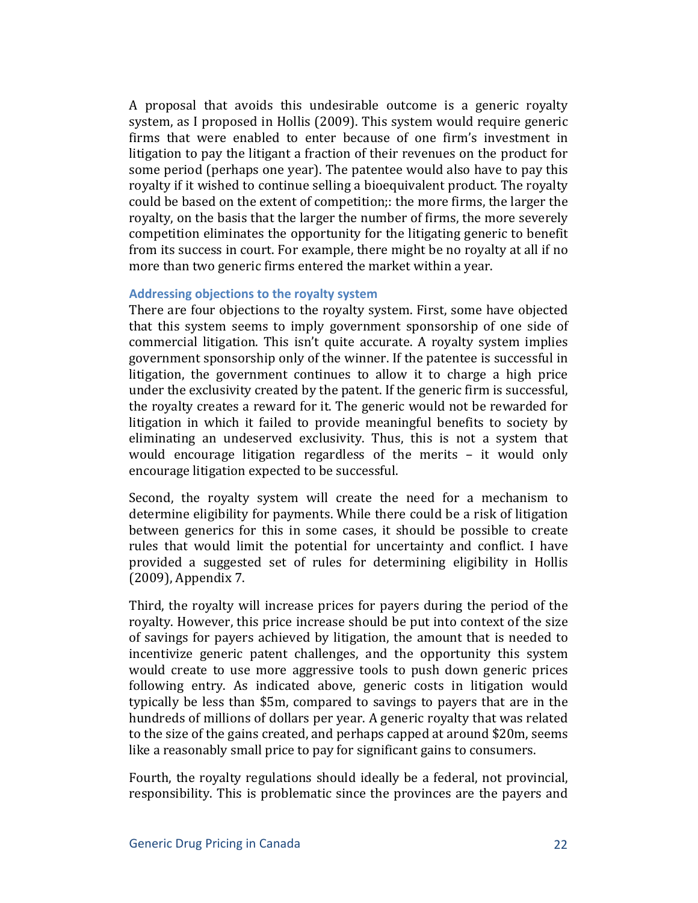A proposal that avoids this undesirable outcome is a generic royalty system, as I proposed in Hollis (2009). This system would require generic firms that were enabled to enter because of one firm's investment in litigation to pay the litigant a fraction of their revenues on the product for some period (perhaps one year). The patentee would also have to pay this royalty if it wished to continue selling a bioequivalent product. The royalty could be based on the extent of competition;: the more firms, the larger the royalty, on the basis that the larger the number of firms, the more severely competition eliminates the opportunity for the litigating generic to benefit from its success in court. For example, there might be no royalty at all if no more than two generic firms entered the market within a year.

### Addressing objections to the royalty system

There are four objections to the royalty system. First, some have objected that this system seems to imply government sponsorship of one side of commercial litigation. This isn't quite accurate. A royalty system implies government sponsorship only of the winner. If the patentee is successful in litigation, the government continues to allow it to charge a high price under the exclusivity created by the patent. If the generic firm is successful, the royalty creates a reward for it. The generic would not be rewarded for litigation in which it failed to provide meaningful benefits to society by eliminating an undeserved exclusivity. Thus, this is not a system that would encourage litigation regardless of the merits – it would only encourage litigation expected to be successful.

Second, the royalty system will create the need for a mechanism to determine eligibility for payments. While there could be a risk of litigation between generics for this in some cases, it should be possible to create rules that would limit the potential for uncertainty and conflict. I have provided a suggested set of rules for determining eligibility in Hollis (2009), Appendix 7.

Third, the royalty will increase prices for payers during the period of the royalty. However, this price increase should be put into context of the size of savings for payers achieved by litigation, the amount that is needed to incentivize generic patent challenges, and the opportunity this system would create to use more aggressive tools to push down generic prices following entry. As indicated above, generic costs in litigation would typically be less than $5m, compared to savings to payers that are in the hundreds of millions of dollars per year. A generic royalty that was related to the size of the gains created, and perhaps capped at around $20m, seems like a reasonably small price to pay for significant gains to consumers.

Fourth, the royalty regulations should ideally be a federal, not provincial, responsibility. This is problematic since the provinces are the payers and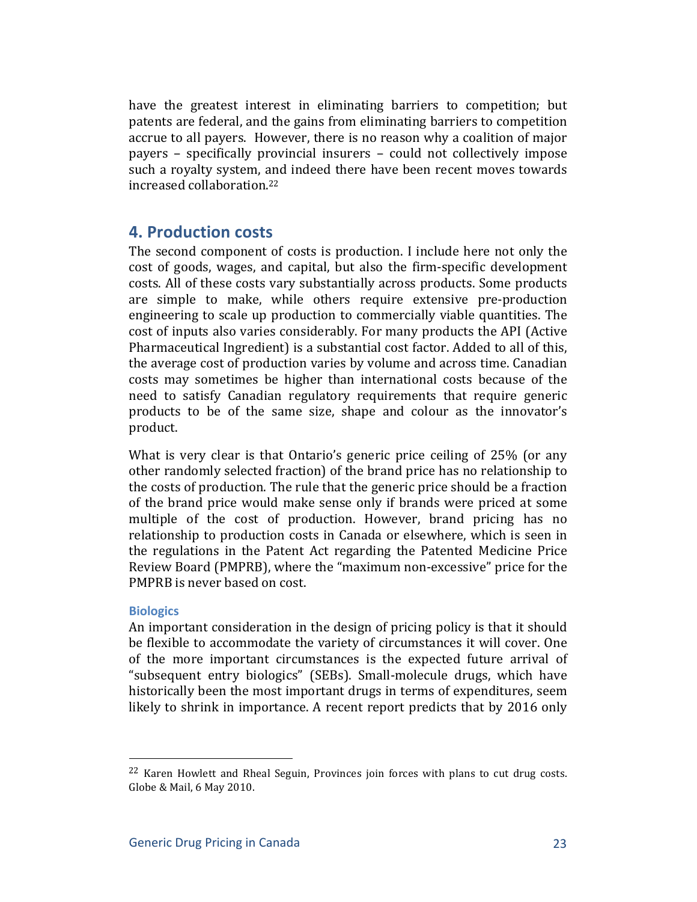have the greatest interest in eliminating barriers to competition; but patents are federal, and the gains from eliminating barriers to competition accrue to all payers. However, there is no reason why a coalition of major payers – specifically provincial insurers – could not collectively impose such a royalty system, and indeed there have been recent moves towards increased collaboration.[22]

## 4. Production costs

The second component of costs is production. I include here not only the cost of goods, wages, and capital, but also the firm-specific development costs. All of these costs vary substantially across products. Some products are simple to make, while others require extensive pre-production engineering to scale up production to commercially viable quantities. The cost of inputs also varies considerably. For many products the API (Active Pharmaceutical Ingredient) is a substantial cost factor. Added to all of this, the average cost of production varies by volume and across time. Canadian costs may sometimes be higher than international costs because of the need to satisfy Canadian regulatory requirements that require generic products to be of the same size, shape and colour as the innovator's product.

What is very clear is that Ontario's generic price ceiling of 25% (or any other randomly selected fraction) of the brand price has no relationship to the costs of production. The rule that the generic price should be a fraction of the brand price would make sense only if brands were priced at some multiple of the cost of production. However, brand pricing has no relationship to production costs in Canada or elsewhere, which is seen in the regulations in the Patent Act regarding the Patented Medicine Price Review Board (PMPRB), where the "maximum non-excessive" price for the PMPRB is never based on cost.

### Biologics

An important consideration in the design of pricing policy is that it should be flexible to accommodate the variety of circumstances it will cover. One of the more important circumstances is the expected future arrival of "subsequent entry biologics" (SEBs). Small-molecule drugs, which have historically been the most important drugs in terms of expenditures, seem likely to shrink in importance. A recent report predicts that by 2016 only

---

[22] Karen Howlett and Rheal Seguin, Provinces join forces with plans to cut drug costs. Globe & Mail, 6 May 2010.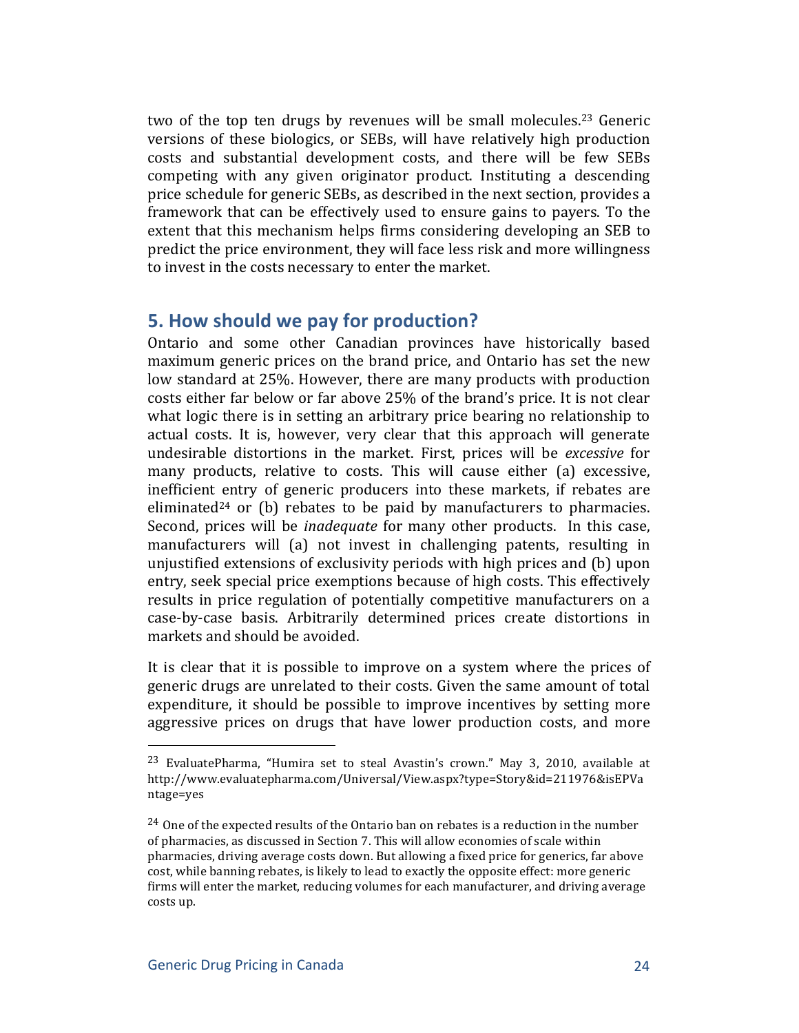two of the top ten drugs by revenues will be small molecules.[23] Generic versions of these biologics, or SEBs, will have relatively high production costs and substantial development costs, and there will be few SEBs competing with any given originator product. Instituting a descending price schedule for generic SEBs, as described in the next section, provides a framework that can be effectively used to ensure gains to payers. To the extent that this mechanism helps firms considering developing an SEB to predict the price environment, they will face less risk and more willingness to invest in the costs necessary to enter the market.

## 5. How should we pay for production?

Ontario and some other Canadian provinces have historically based maximum generic prices on the brand price, and Ontario has set the new low standard at 25%. However, there are many products with production costs either far below or far above 25% of the brand's price. It is not clear what logic there is in setting an arbitrary price bearing no relationship to actual costs. It is, however, very clear that this approach will generate undesirable distortions in the market. First, prices will be *excessive* for many products, relative to costs. This will cause either (a) excessive, inefficient entry of generic producers into these markets, if rebates are eliminated[24] or (b) rebates to be paid by manufacturers to pharmacies. Second, prices will be *inadequate* for many other products. In this case, manufacturers will (a) not invest in challenging patents, resulting in unjustified extensions of exclusivity periods with high prices and (b) upon entry, seek special price exemptions because of high costs. This effectively results in price regulation of potentially competitive manufacturers on a case-by-case basis. Arbitrarily determined prices create distortions in markets and should be avoided.

It is clear that it is possible to improve on a system where the prices of generic drugs are unrelated to their costs. Given the same amount of total expenditure, it should be possible to improve incentives by setting more aggressive prices on drugs that have lower production costs, and more

---

[23] EvaluatePharma, "Humira set to steal Avastin's crown." May 3, 2010, available at http://www.evaluatepharma.com/Universal/View.aspx?type=Story&id=211976&isEPVantage=yes

[24] One of the expected results of the Ontario ban on rebates is a reduction in the number of pharmacies, as discussed in Section 7. This will allow economies of scale within pharmacies, driving average costs down. But allowing a fixed price for generics, far above cost, while banning rebates, is likely to lead to exactly the opposite effect: more generic firms will enter the market, reducing volumes for each manufacturer, and driving average costs up.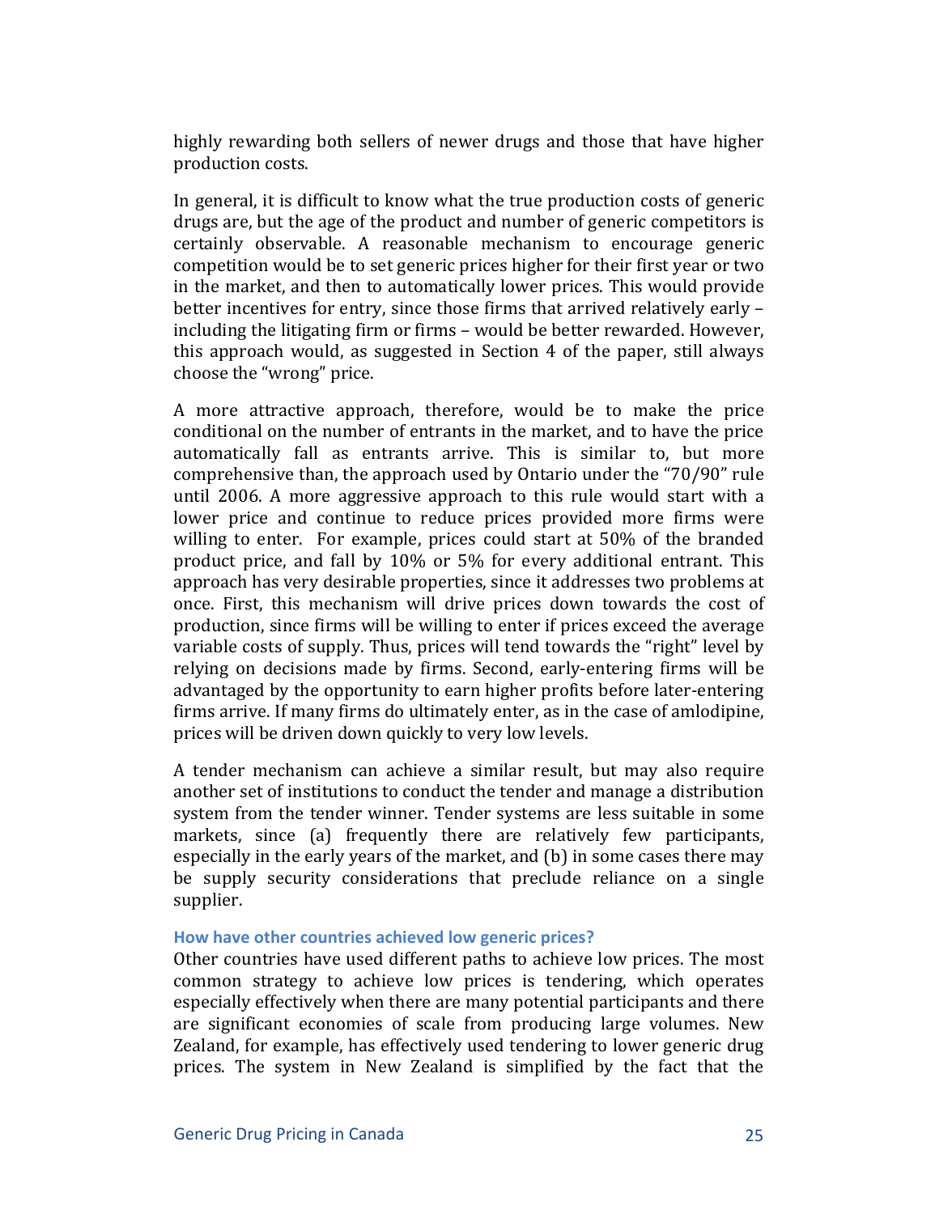highly rewarding both sellers of newer drugs and those that have higher production costs.

In general, it is difficult to know what the true production costs of generic drugs are, but the age of the product and number of generic competitors is certainly observable. A reasonable mechanism to encourage generic competition would be to set generic prices higher for their first year or two in the market, and then to automatically lower prices. This would provide better incentives for entry, since those firms that arrived relatively early – including the litigating firm or firms – would be better rewarded. However, this approach would, as suggested in Section 4 of the paper, still always choose the "wrong" price.

A more attractive approach, therefore, would be to make the price conditional on the number of entrants in the market, and to have the price automatically fall as entrants arrive. This is similar to, but more comprehensive than, the approach used by Ontario under the "70/90" rule until 2006. A more aggressive approach to this rule would start with a lower price and continue to reduce prices provided more firms were willing to enter. For example, prices could start at 50% of the branded product price, and fall by 10% or 5% for every additional entrant. This approach has very desirable properties, since it addresses two problems at once. First, this mechanism will drive prices down towards the cost of production, since firms will be willing to enter if prices exceed the average variable costs of supply. Thus, prices will tend towards the "right" level by relying on decisions made by firms. Second, early-entering firms will be advantaged by the opportunity to earn higher profits before later-entering firms arrive. If many firms do ultimately enter, as in the case of amlodipine, prices will be driven down quickly to very low levels.

A tender mechanism can achieve a similar result, but may also require another set of institutions to conduct the tender and manage a distribution system from the tender winner. Tender systems are less suitable in some markets, since (a) frequently there are relatively few participants, especially in the early years of the market, and (b) in some cases there may be supply security considerations that preclude reliance on a single supplier.

### How have other countries achieved low generic prices?

Other countries have used different paths to achieve low prices. The most common strategy to achieve low prices is tendering, which operates especially effectively when there are many potential participants and there are significant economies of scale from producing large volumes. New Zealand, for example, has effectively used tendering to lower generic drug prices. The system in New Zealand is simplified by the fact that the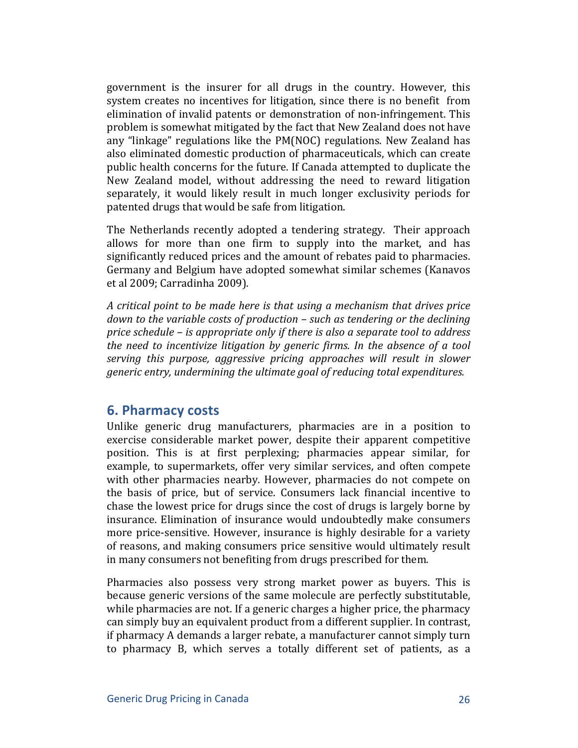government is the insurer for all drugs in the country. However, this system creates no incentives for litigation, since there is no benefit from elimination of invalid patents or demonstration of non-infringement. This problem is somewhat mitigated by the fact that New Zealand does not have any "linkage" regulations like the PM(NOC) regulations. New Zealand has also eliminated domestic production of pharmaceuticals, which can create public health concerns for the future. If Canada attempted to duplicate the New Zealand model, without addressing the need to reward litigation separately, it would likely result in much longer exclusivity periods for patented drugs that would be safe from litigation.

The Netherlands recently adopted a tendering strategy. Their approach allows for more than one firm to supply into the market, and has significantly reduced prices and the amount of rebates paid to pharmacies. Germany and Belgium have adopted somewhat similar schemes (Kanavos et al 2009; Carradinha 2009).

*A critical point to be made here is that using a mechanism that drives price down to the variable costs of production – such as tendering or the declining price schedule – is appropriate only if there is also a separate tool to address the need to incentivize litigation by generic firms. In the absence of a tool serving this purpose, aggressive pricing approaches will result in slower generic entry, undermining the ultimate goal of reducing total expenditures.*

## 6. Pharmacy costs

Unlike generic drug manufacturers, pharmacies are in a position to exercise considerable market power, despite their apparent competitive position. This is at first perplexing; pharmacies appear similar, for example, to supermarkets, offer very similar services, and often compete with other pharmacies nearby. However, pharmacies do not compete on the basis of price, but of service. Consumers lack financial incentive to chase the lowest price for drugs since the cost of drugs is largely borne by insurance. Elimination of insurance would undoubtedly make consumers more price-sensitive. However, insurance is highly desirable for a variety of reasons, and making consumers price sensitive would ultimately result in many consumers not benefiting from drugs prescribed for them.

Pharmacies also possess very strong market power as buyers. This is because generic versions of the same molecule are perfectly substitutable, while pharmacies are not. If a generic charges a higher price, the pharmacy can simply buy an equivalent product from a different supplier. In contrast, if pharmacy A demands a larger rebate, a manufacturer cannot simply turn to pharmacy B, which serves a totally different set of patients, as a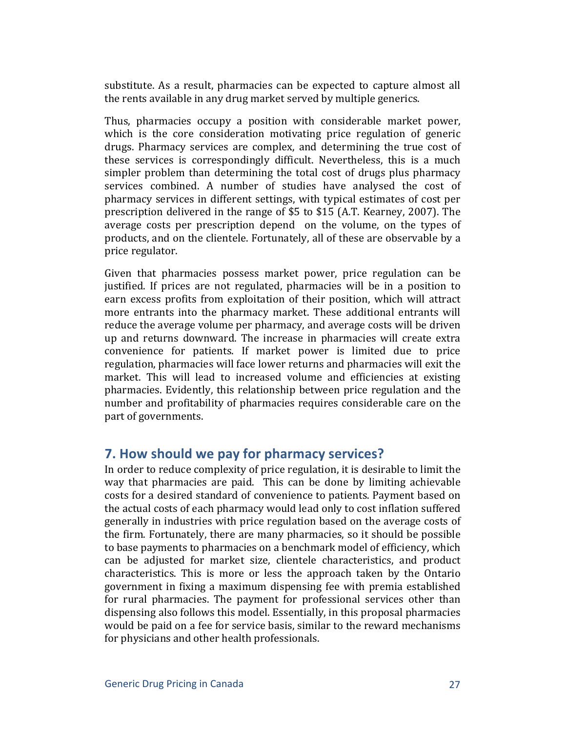substitute. As a result, pharmacies can be expected to capture almost all the rents available in any drug market served by multiple generics.

Thus, pharmacies occupy a position with considerable market power, which is the core consideration motivating price regulation of generic drugs. Pharmacy services are complex, and determining the true cost of these services is correspondingly difficult. Nevertheless, this is a much simpler problem than determining the total cost of drugs plus pharmacy services combined. A number of studies have analysed the cost of pharmacy services in different settings, with typical estimates of cost per prescription delivered in the range of $5 to $15 (A.T. Kearney, 2007). The average costs per prescription depend on the volume, on the types of products, and on the clientele. Fortunately, all of these are observable by a price regulator.

Given that pharmacies possess market power, price regulation can be justified. If prices are not regulated, pharmacies will be in a position to earn excess profits from exploitation of their position, which will attract more entrants into the pharmacy market. These additional entrants will reduce the average volume per pharmacy, and average costs will be driven up and returns downward. The increase in pharmacies will create extra convenience for patients. If market power is limited due to price regulation, pharmacies will face lower returns and pharmacies will exit the market. This will lead to increased volume and efficiencies at existing pharmacies. Evidently, this relationship between price regulation and the number and profitability of pharmacies requires considerable care on the part of governments.

## 7. How should we pay for pharmacy services?

In order to reduce complexity of price regulation, it is desirable to limit the way that pharmacies are paid. This can be done by limiting achievable costs for a desired standard of convenience to patients. Payment based on the actual costs of each pharmacy would lead only to cost inflation suffered generally in industries with price regulation based on the average costs of the firm. Fortunately, there are many pharmacies, so it should be possible to base payments to pharmacies on a benchmark model of efficiency, which can be adjusted for market size, clientele characteristics, and product characteristics. This is more or less the approach taken by the Ontario government in fixing a maximum dispensing fee with premia established for rural pharmacies. The payment for professional services other than dispensing also follows this model. Essentially, in this proposal pharmacies would be paid on a fee for service basis, similar to the reward mechanisms for physicians and other health professionals.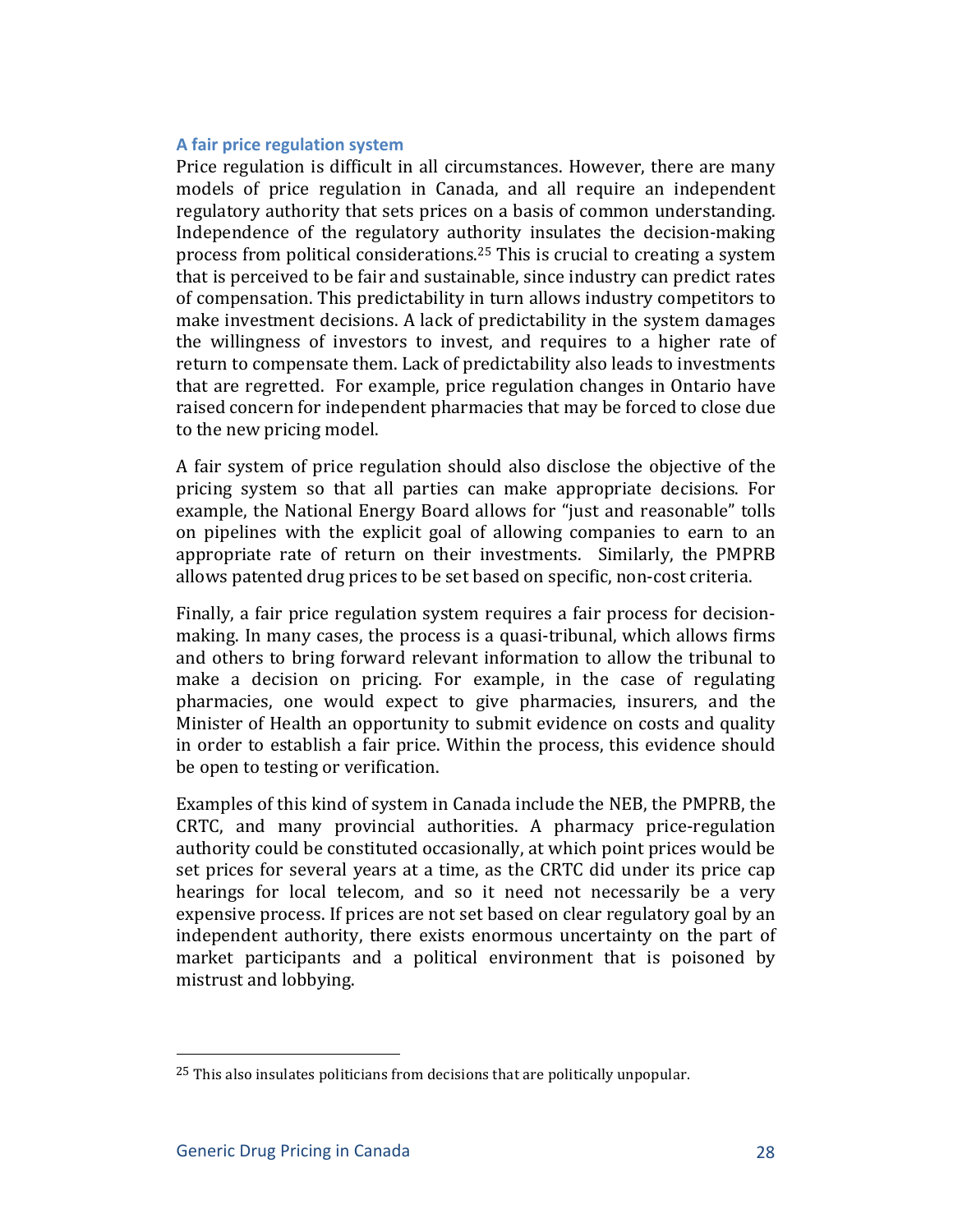### A fair price regulation system

Price regulation is difficult in all circumstances. However, there are many models of price regulation in Canada, and all require an independent regulatory authority that sets prices on a basis of common understanding. Independence of the regulatory authority insulates the decision-making process from political considerations.[25] This is crucial to creating a system that is perceived to be fair and sustainable, since industry can predict rates of compensation. This predictability in turn allows industry competitors to make investment decisions. A lack of predictability in the system damages the willingness of investors to invest, and requires to a higher rate of return to compensate them. Lack of predictability also leads to investments that are regretted. For example, price regulation changes in Ontario have raised concern for independent pharmacies that may be forced to close due to the new pricing model.

A fair system of price regulation should also disclose the objective of the pricing system so that all parties can make appropriate decisions. For example, the National Energy Board allows for "just and reasonable" tolls on pipelines with the explicit goal of allowing companies to earn to an appropriate rate of return on their investments. Similarly, the PMPRB allows patented drug prices to be set based on specific, non-cost criteria.

Finally, a fair price regulation system requires a fair process for decision-making. In many cases, the process is a quasi-tribunal, which allows firms and others to bring forward relevant information to allow the tribunal to make a decision on pricing. For example, in the case of regulating pharmacies, one would expect to give pharmacies, insurers, and the Minister of Health an opportunity to submit evidence on costs and quality in order to establish a fair price. Within the process, this evidence should be open to testing or verification.

Examples of this kind of system in Canada include the NEB, the PMPRB, the CRTC, and many provincial authorities. A pharmacy price-regulation authority could be constituted occasionally, at which point prices would be set prices for several years at a time, as the CRTC did under its price cap hearings for local telecom, and so it need not necessarily be a very expensive process. If prices are not set based on clear regulatory goal by an independent authority, there exists enormous uncertainty on the part of market participants and a political environment that is poisoned by mistrust and lobbying.

---

[25] This also insulates politicians from decisions that are politically unpopular.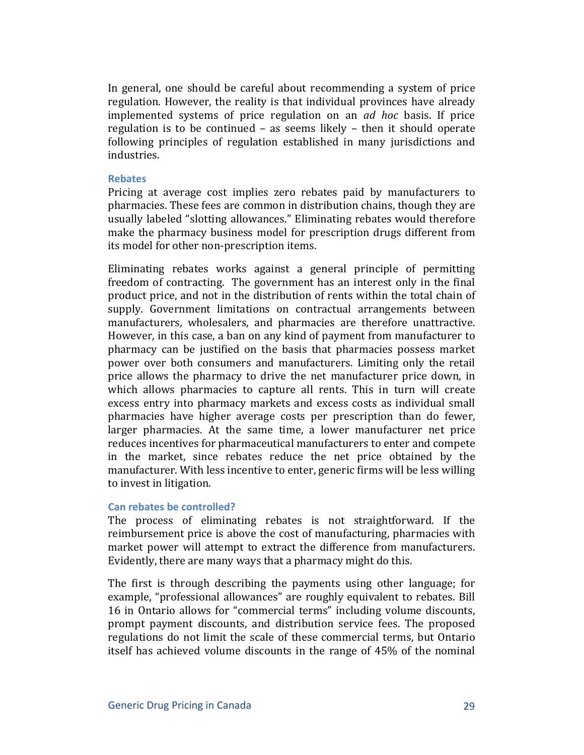In general, one should be careful about recommending a system of price regulation. However, the reality is that individual provinces have already implemented systems of price regulation on an *ad hoc* basis. If price regulation is to be continued – as seems likely – then it should operate following principles of regulation established in many jurisdictions and industries.

### Rebates

Pricing at average cost implies zero rebates paid by manufacturers to pharmacies. These fees are common in distribution chains, though they are usually labeled "slotting allowances." Eliminating rebates would therefore make the pharmacy business model for prescription drugs different from its model for other non-prescription items.

Eliminating rebates works against a general principle of permitting freedom of contracting. The government has an interest only in the final product price, and not in the distribution of rents within the total chain of supply. Government limitations on contractual arrangements between manufacturers, wholesalers, and pharmacies are therefore unattractive. However, in this case, a ban on any kind of payment from manufacturer to pharmacy can be justified on the basis that pharmacies possess market power over both consumers and manufacturers. Limiting only the retail price allows the pharmacy to drive the net manufacturer price down, in which allows pharmacies to capture all rents. This in turn will create excess entry into pharmacy markets and excess costs as individual small pharmacies have higher average costs per prescription than do fewer, larger pharmacies. At the same time, a lower manufacturer net price reduces incentives for pharmaceutical manufacturers to enter and compete in the market, since rebates reduce the net price obtained by the manufacturer. With less incentive to enter, generic firms will be less willing to invest in litigation.

### Can rebates be controlled?

The process of eliminating rebates is not straightforward. If the reimbursement price is above the cost of manufacturing, pharmacies with market power will attempt to extract the difference from manufacturers. Evidently, there are many ways that a pharmacy might do this.

The first is through describing the payments using other language; for example, "professional allowances" are roughly equivalent to rebates. Bill 16 in Ontario allows for "commercial terms" including volume discounts, prompt payment discounts, and distribution service fees. The proposed regulations do not limit the scale of these commercial terms, but Ontario itself has achieved volume discounts in the range of 45% of the nominal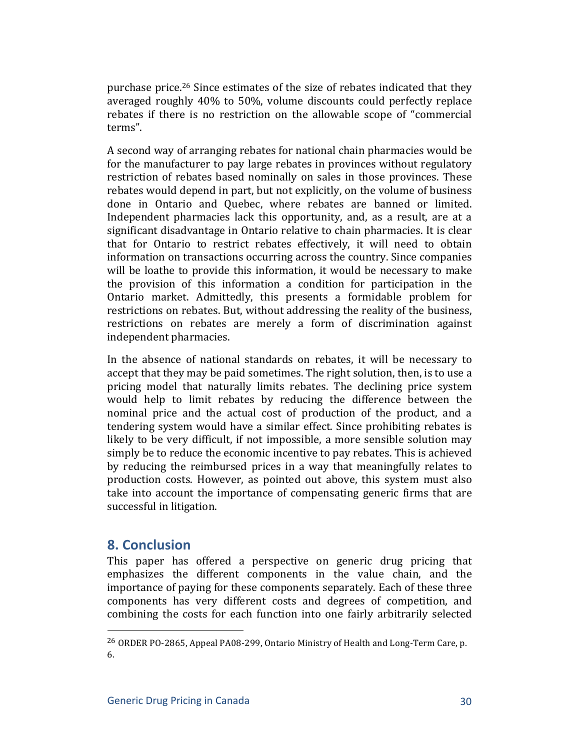purchase price.[26] Since estimates of the size of rebates indicated that they averaged roughly 40% to 50%, volume discounts could perfectly replace rebates if there is no restriction on the allowable scope of "commercial terms".

A second way of arranging rebates for national chain pharmacies would be for the manufacturer to pay large rebates in provinces without regulatory restriction of rebates based nominally on sales in those provinces. These rebates would depend in part, but not explicitly, on the volume of business done in Ontario and Quebec, where rebates are banned or limited. Independent pharmacies lack this opportunity, and, as a result, are at a significant disadvantage in Ontario relative to chain pharmacies. It is clear that for Ontario to restrict rebates effectively, it will need to obtain information on transactions occurring across the country. Since companies will be loathe to provide this information, it would be necessary to make the provision of this information a condition for participation in the Ontario market. Admittedly, this presents a formidable problem for restrictions on rebates. But, without addressing the reality of the business, restrictions on rebates are merely a form of discrimination against independent pharmacies.

In the absence of national standards on rebates, it will be necessary to accept that they may be paid sometimes. The right solution, then, is to use a pricing model that naturally limits rebates. The declining price system would help to limit rebates by reducing the difference between the nominal price and the actual cost of production of the product, and a tendering system would have a similar effect. Since prohibiting rebates is likely to be very difficult, if not impossible, a more sensible solution may simply be to reduce the economic incentive to pay rebates. This is achieved by reducing the reimbursed prices in a way that meaningfully relates to production costs. However, as pointed out above, this system must also take into account the importance of compensating generic firms that are successful in litigation.

## 8. Conclusion

This paper has offered a perspective on generic drug pricing that emphasizes the different components in the value chain, and the importance of paying for these components separately. Each of these three components has very different costs and degrees of competition, and combining the costs for each function into one fairly arbitrarily selected

---

[26] ORDER PO-2865, Appeal PA08-299, Ontario Ministry of Health and Long-Term Care, p. 6.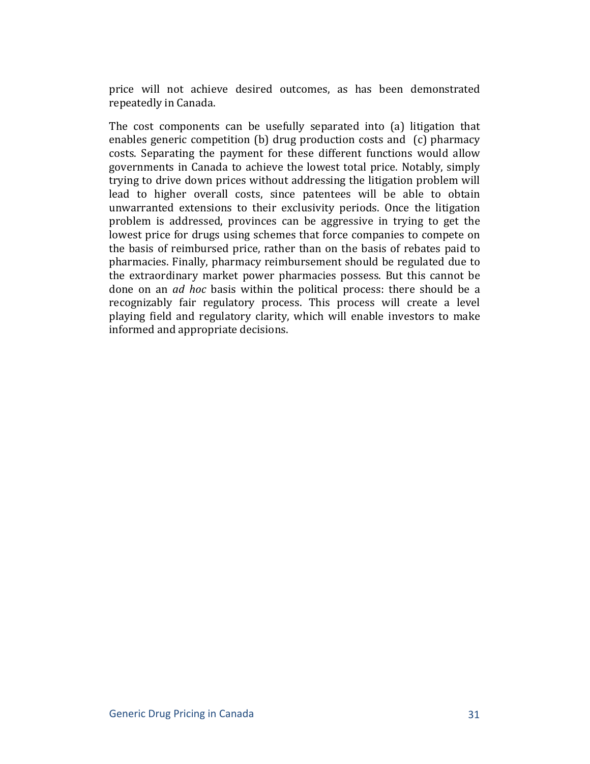price will not achieve desired outcomes, as has been demonstrated repeatedly in Canada.

The cost components can be usefully separated into (a) litigation that enables generic competition (b) drug production costs and (c) pharmacy costs. Separating the payment for these different functions would allow governments in Canada to achieve the lowest total price. Notably, simply trying to drive down prices without addressing the litigation problem will lead to higher overall costs, since patentees will be able to obtain unwarranted extensions to their exclusivity periods. Once the litigation problem is addressed, provinces can be aggressive in trying to get the lowest price for drugs using schemes that force companies to compete on the basis of reimbursed price, rather than on the basis of rebates paid to pharmacies. Finally, pharmacy reimbursement should be regulated due to the extraordinary market power pharmacies possess. But this cannot be done on an *ad hoc* basis within the political process: there should be a recognizably fair regulatory process. This process will create a level playing field and regulatory clarity, which will enable investors to make informed and appropriate decisions.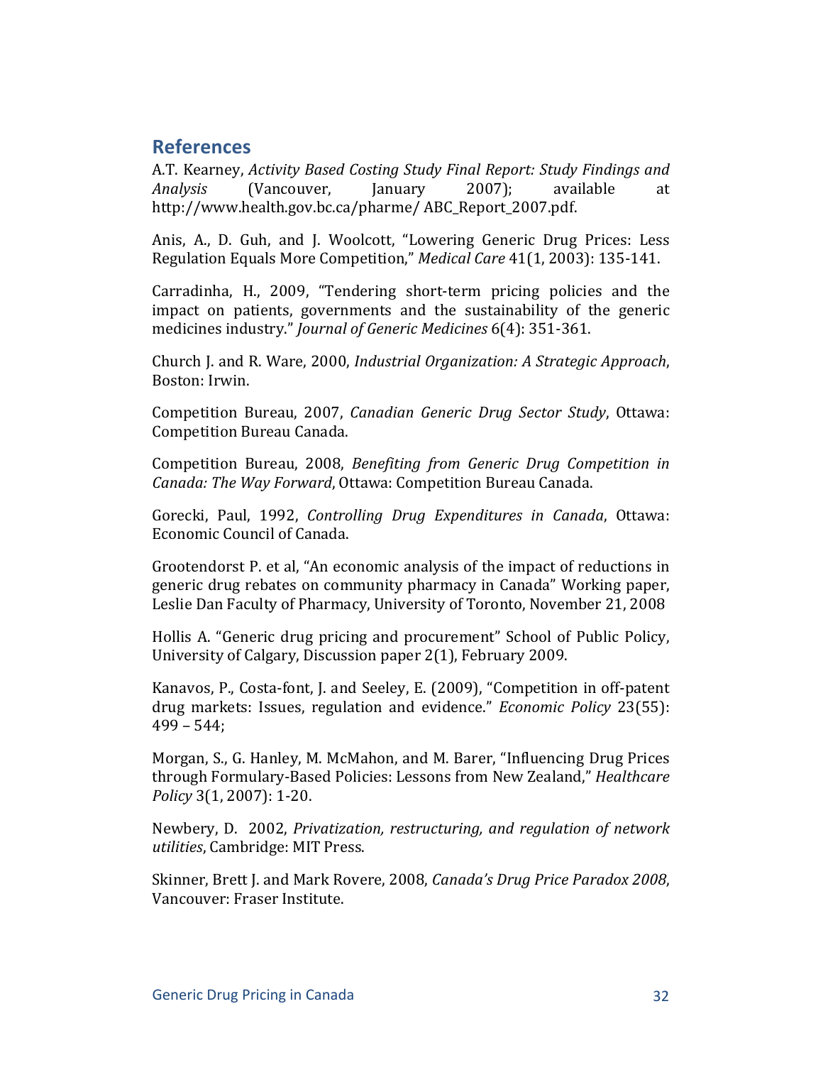## References

A.T. Kearney, *Activity Based Costing Study Final Report: Study Findings and Analysis* (Vancouver, January 2007); available at http://www.health.gov.bc.ca/pharme/ ABC_Report_2007.pdf.

Anis, A., D. Guh, and J. Woolcott, "Lowering Generic Drug Prices: Less Regulation Equals More Competition," *Medical Care* 41(1, 2003): 135-141.

Carradinha, H., 2009, "Tendering short-term pricing policies and the impact on patients, governments and the sustainability of the generic medicines industry." *Journal of Generic Medicines* 6(4): 351-361.

Church J. and R. Ware, 2000, *Industrial Organization: A Strategic Approach*, Boston: Irwin.

Competition Bureau, 2007, *Canadian Generic Drug Sector Study*, Ottawa: Competition Bureau Canada.

Competition Bureau, 2008, *Benefiting from Generic Drug Competition in Canada: The Way Forward*, Ottawa: Competition Bureau Canada.

Gorecki, Paul, 1992, *Controlling Drug Expenditures in Canada*, Ottawa: Economic Council of Canada.

Grootendorst P. et al, "An economic analysis of the impact of reductions in generic drug rebates on community pharmacy in Canada" Working paper, Leslie Dan Faculty of Pharmacy, University of Toronto, November 21, 2008

Hollis A. "Generic drug pricing and procurement" School of Public Policy, University of Calgary, Discussion paper 2(1), February 2009.

Kanavos, P., Costa-font, J. and Seeley, E. (2009), "Competition in off-patent drug markets: Issues, regulation and evidence." *Economic Policy* 23(55): 499 – 544;

Morgan, S., G. Hanley, M. McMahon, and M. Barer, "Influencing Drug Prices through Formulary-Based Policies: Lessons from New Zealand," *Healthcare Policy* 3(1, 2007): 1-20.

Newbery, D. 2002, *Privatization, restructuring, and regulation of network utilities*, Cambridge: MIT Press.

Skinner, Brett J. and Mark Rovere, 2008, *Canada's Drug Price Paradox 2008*, Vancouver: Fraser Institute.